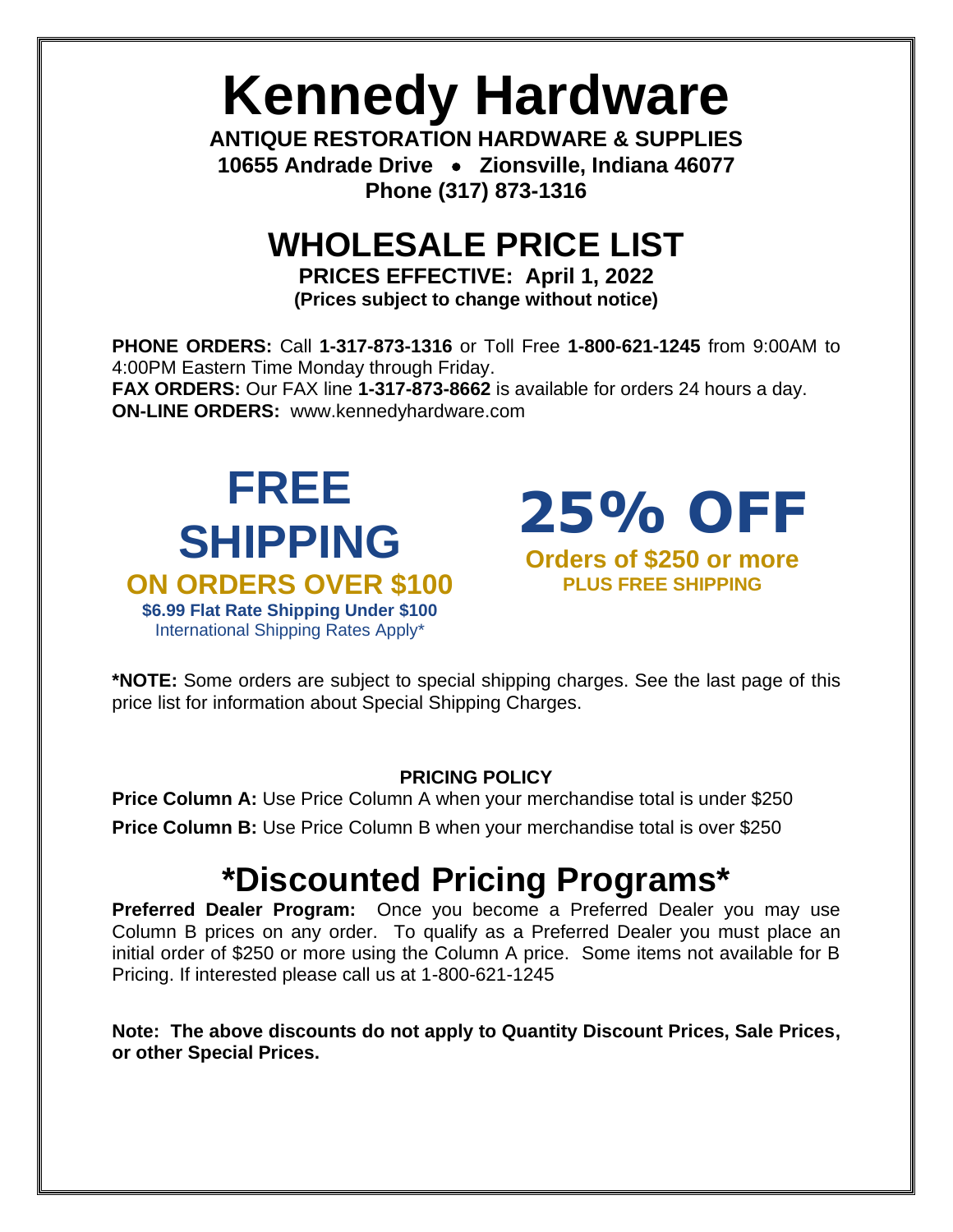# Kennedy Hardware

**ANTIQUE RESTORATION HARDWARE & SUPPLIES**

**10655 Andrade Drive • Zionsville, Indiana 46077**

**Phone (317) 873-1316**

## WHOLESALE PRICE LIST

**PRICES EFFECTIVE: April 1, 2022**

**(Prices subject to change without notice)**

**PHONE ORDERS:** Call **1-317-873-1316** or Toll Free **1-800-621-1245** from 9:00AM to 4:00PM Eastern Time Monday through Friday.
**FAX ORDERS:** Our FAX line **1-317-873-8662** is available for orders 24 hours a day.
**ON-LINE ORDERS:** www.kennedyhardware.com

## FREE SHIPPING

**ON ORDERS OVER $100**

**$6.99 Flat Rate Shipping Under $100**

International Shipping Rates Apply*

## 25% OFF

**Orders of $250 or more**

**PLUS FREE SHIPPING**

***NOTE:** Some orders are subject to special shipping charges. See the last page of this price list for information about Special Shipping Charges.

**PRICING POLICY**

**Price Column A:** Use Price Column A when your merchandise total is under $250

**Price Column B:** Use Price Column B when your merchandise total is over $250

## *Discounted Pricing Programs*

**Preferred Dealer Program:** Once you become a Preferred Dealer you may use Column B prices on any order. To qualify as a Preferred Dealer you must place an initial order of $250 or more using the Column A price. Some items not available for B Pricing. If interested please call us at 1-800-621-1245

**Note: The above discounts do not apply to Quantity Discount Prices, Sale Prices, or other Special Prices.**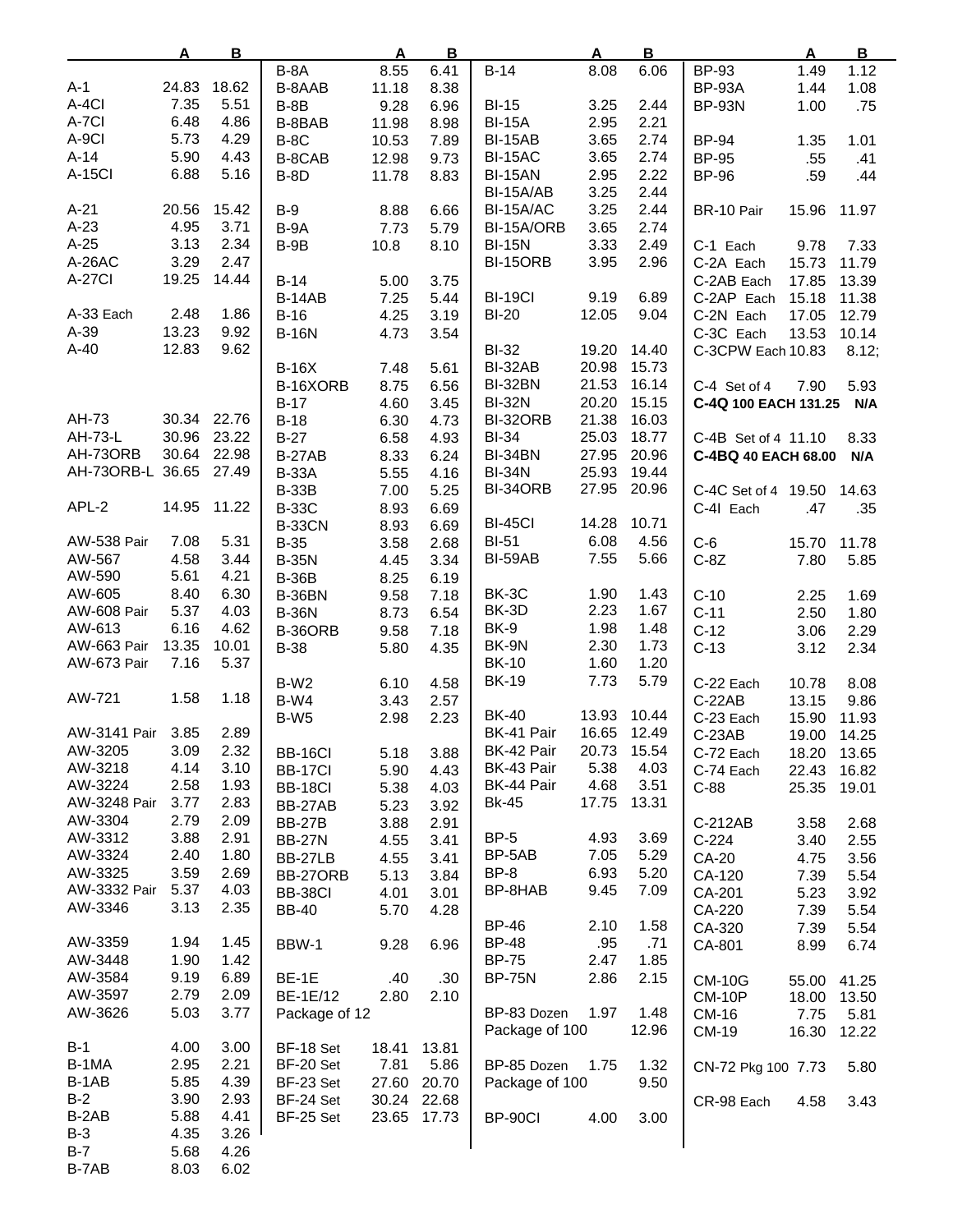| | A | B |
|---|---|---|
| A-1 | 24.83 | 18.62 |
| A-4CI | 7.35 | 5.51 |
| A-7CI | 6.48 | 4.86 |
| A-9CI | 5.73 | 4.29 |
| A-14 | 5.90 | 4.43 |
| A-15CI | 6.88 | 5.16 |
| A-21 | 20.56 | 15.42 |
| A-23 | 4.95 | 3.71 |
| A-25 | 3.13 | 2.34 |
| A-26AC | 3.29 | 2.47 |
| A-27CI | 19.25 | 14.44 |
| A-33 Each | 2.48 | 1.86 |
| A-39 | 13.23 | 9.92 |
| A-40 | 12.83 | 9.62 |
| AH-73 | 30.34 | 22.76 |
| AH-73-L | 30.96 | 23.22 |
| AH-73ORB | 30.64 | 22.98 |
| AH-73ORB-L | 36.65 | 27.49 |
| APL-2 | 14.95 | 11.22 |
| AW-538 Pair | 7.08 | 5.31 |
| AW-567 | 4.58 | 3.44 |
| AW-590 | 5.61 | 4.21 |
| AW-605 | 8.40 | 6.30 |
| AW-608 Pair | 5.37 | 4.03 |
| AW-613 | 6.16 | 4.62 |
| AW-663 Pair | 13.35 | 10.01 |
| AW-673 Pair | 7.16 | 5.37 |
| AW-721 | 1.58 | 1.18 |
| AW-3141 Pair | 3.85 | 2.89 |
| AW-3205 | 3.09 | 2.32 |
| AW-3218 | 4.14 | 3.10 |
| AW-3224 | 2.58 | 1.93 |
| AW-3248 Pair | 3.77 | 2.83 |
| AW-3304 | 2.79 | 2.09 |
| AW-3312 | 3.88 | 2.91 |
| AW-3324 | 2.40 | 1.80 |
| AW-3325 | 3.59 | 2.69 |
| AW-3332 Pair | 5.37 | 4.03 |
| AW-3346 | 3.13 | 2.35 |
| AW-3359 | 1.94 | 1.45 |
| AW-3448 | 1.90 | 1.42 |
| AW-3584 | 9.19 | 6.89 |
| AW-3597 | 2.79 | 2.09 |
| AW-3626 | 5.03 | 3.77 |
| B-1 | 4.00 | 3.00 |
| B-1MA | 2.95 | 2.21 |
| B-1AB | 5.85 | 4.39 |
| B-2 | 3.90 | 2.93 |
| B-2AB | 5.88 | 4.41 |
| B-3 | 4.35 | 3.26 |
| B-7 | 5.68 | 4.26 |
| B-7AB | 8.03 | 6.02 |

| | A | B |
|---|---|---|
| B-8A | 8.55 | 6.41 |
| B-8AAB | 11.18 | 8.38 |
| B-8B | 9.28 | 6.96 |
| B-8BAB | 11.98 | 8.98 |
| B-8C | 10.53 | 7.89 |
| B-8CAB | 12.98 | 9.73 |
| B-8D | 11.78 | 8.83 |
| B-9 | 8.88 | 6.66 |
| B-9A | 7.73 | 5.79 |
| B-9B | 10.8 | 8.10 |
| B-14 | 5.00 | 3.75 |
| B-14AB | 7.25 | 5.44 |
| B-16 | 4.25 | 3.19 |
| B-16N | 4.73 | 3.54 |
| B-16X | 7.48 | 5.61 |
| B-16XORB | 8.75 | 6.56 |
| B-17 | 4.60 | 3.45 |
| B-18 | 6.30 | 4.73 |
| B-27 | 6.58 | 4.93 |
| B-27AB | 8.33 | 6.24 |
| B-33A | 5.55 | 4.16 |
| B-33B | 7.00 | 5.25 |
| B-33C | 8.93 | 6.69 |
| B-33CN | 8.93 | 6.69 |
| B-35 | 3.58 | 2.68 |
| B-35N | 4.45 | 3.34 |
| B-36B | 8.25 | 6.19 |
| B-36BN | 9.58 | 7.18 |
| B-36N | 8.73 | 6.54 |
| B-36ORB | 9.58 | 7.18 |
| B-38 | 5.80 | 4.35 |
| B-W2 | 6.10 | 4.58 |
| B-W4 | 3.43 | 2.57 |
| B-W5 | 2.98 | 2.23 |
| BB-16CI | 5.18 | 3.88 |
| BB-17CI | 5.90 | 4.43 |
| BB-18CI | 5.38 | 4.03 |
| BB-27AB | 5.23 | 3.92 |
| BB-27B | 3.88 | 2.91 |
| BB-27N | 4.55 | 3.41 |
| BB-27LB | 4.55 | 3.41 |
| BB-27ORB | 5.13 | 3.84 |
| BB-38CI | 4.01 | 3.01 |
| BB-40 | 5.70 | 4.28 |
| BBW-1 | 9.28 | 6.96 |
| BE-1E | .40 | .30 |
| BE-1E/12 | 2.80 | 2.10 |
| Package of 12 | | |
| BF-18 Set | 18.41 | 13.81 |
| BF-20 Set | 7.81 | 5.86 |
| BF-23 Set | 27.60 | 20.70 |
| BF-24 Set | 30.24 | 22.68 |
| BF-25 Set | 23.65 | 17.73 |

| | A | B |
|---|---|---|
| B-14 | 8.08 | 6.06 |
| BI-15 | 3.25 | 2.44 |
| BI-15A | 2.95 | 2.21 |
| BI-15AB | 3.65 | 2.74 |
| BI-15AC | 3.65 | 2.74 |
| BI-15AN | 2.95 | 2.22 |
| BI-15A/AB | 3.25 | 2.44 |
| BI-15A/AC | 3.25 | 2.44 |
| BI-15A/ORB | 3.65 | 2.74 |
| BI-15N | 3.33 | 2.49 |
| BI-15ORB | 3.95 | 2.96 |
| BI-19CI | 9.19 | 6.89 |
| BI-20 | 12.05 | 9.04 |
| BI-32 | 19.20 | 14.40 |
| BI-32AB | 20.98 | 15.73 |
| BI-32BN | 21.53 | 16.14 |
| BI-32N | 20.20 | 15.15 |
| BI-32ORB | 21.38 | 16.03 |
| BI-34 | 25.03 | 18.77 |
| BI-34BN | 27.95 | 20.96 |
| BI-34N | 25.93 | 19.44 |
| BI-34ORB | 27.95 | 20.96 |
| BI-45CI | 14.28 | 10.71 |
| BI-51 | 6.08 | 4.56 |
| BI-59AB | 7.55 | 5.66 |
| BK-3C | 1.90 | 1.43 |
| BK-3D | 2.23 | 1.67 |
| BK-9 | 1.98 | 1.48 |
| BK-9N | 2.30 | 1.73 |
| BK-10 | 1.60 | 1.20 |
| BK-19 | 7.73 | 5.79 |
| BK-40 | 13.93 | 10.44 |
| BK-41 Pair | 16.65 | 12.49 |
| BK-42 Pair | 20.73 | 15.54 |
| BK-43 Pair | 5.38 | 4.03 |
| BK-44 Pair | 4.68 | 3.51 |
| Bk-45 | 17.75 | 13.31 |
| BP-5 | 4.93 | 3.69 |
| BP-5AB | 7.05 | 5.29 |
| BP-8 | 6.93 | 5.20 |
| BP-8HAB | 9.45 | 7.09 |
| BP-46 | 2.10 | 1.58 |
| BP-48 | .95 | .71 |
| BP-75 | 2.47 | 1.85 |
| BP-75N | 2.86 | 2.15 |
| BP-83 Dozen | 1.97 | 1.48 |
| Package of 100 | | 12.96 |
| BP-85 Dozen | 1.75 | 1.32 |
| Package of 100 | | 9.50 |
| BP-90CI | 4.00 | 3.00 |

| | A | B |
|---|---|---|
| BP-93 | 1.49 | 1.12 |
| BP-93A | 1.44 | 1.08 |
| BP-93N | 1.00 | .75 |
| BP-94 | 1.35 | 1.01 |
| BP-95 | .55 | .41 |
| BP-96 | .59 | .44 |
| BR-10 Pair | 15.96 | 11.97 |
| C-1 Each | 9.78 | 7.33 |
| C-2A Each | 15.73 | 11.79 |
| C-2AB Each | 17.85 | 13.39 |
| C-2AP Each | 15.18 | 11.38 |
| C-2N Each | 17.05 | 12.79 |
| C-3C Each | 13.53 | 10.14 |
| C-3CPW Each | 10.83 | 8.12; |
| C-4 Set of 4 | 7.90 | 5.93 |
| **C-4Q 100 EACH** | **131.25** | **N/A** |
| C-4B Set of 4 | 11.10 | 8.33 |
| **C-4BQ 40 EACH** | **68.00** | **N/A** |
| C-4C Set of 4 | 19.50 | 14.63 |
| C-4I Each | .47 | .35 |
| C-6 | 15.70 | 11.78 |
| C-8Z | 7.80 | 5.85 |
| C-10 | 2.25 | 1.69 |
| C-11 | 2.50 | 1.80 |
| C-12 | 3.06 | 2.29 |
| C-13 | 3.12 | 2.34 |
| C-22 Each | 10.78 | 8.08 |
| C-22AB | 13.15 | 9.86 |
| C-23 Each | 15.90 | 11.93 |
| C-23AB | 19.00 | 14.25 |
| C-72 Each | 18.20 | 13.65 |
| C-74 Each | 22.43 | 16.82 |
| C-88 | 25.35 | 19.01 |
| C-212AB | 3.58 | 2.68 |
| C-224 | 3.40 | 2.55 |
| CA-20 | 4.75 | 3.56 |
| CA-120 | 7.39 | 5.54 |
| CA-201 | 5.23 | 3.92 |
| CA-220 | 7.39 | 5.54 |
| CA-320 | 7.39 | 5.54 |
| CA-801 | 8.99 | 6.74 |
| CM-10G | 55.00 | 41.25 |
| CM-10P | 18.00 | 13.50 |
| CM-16 | 7.75 | 5.81 |
| CM-19 | 16.30 | 12.22 |
| CN-72 Pkg 100 | 7.73 | 5.80 |
| CR-98 Each | 4.58 | 3.43 |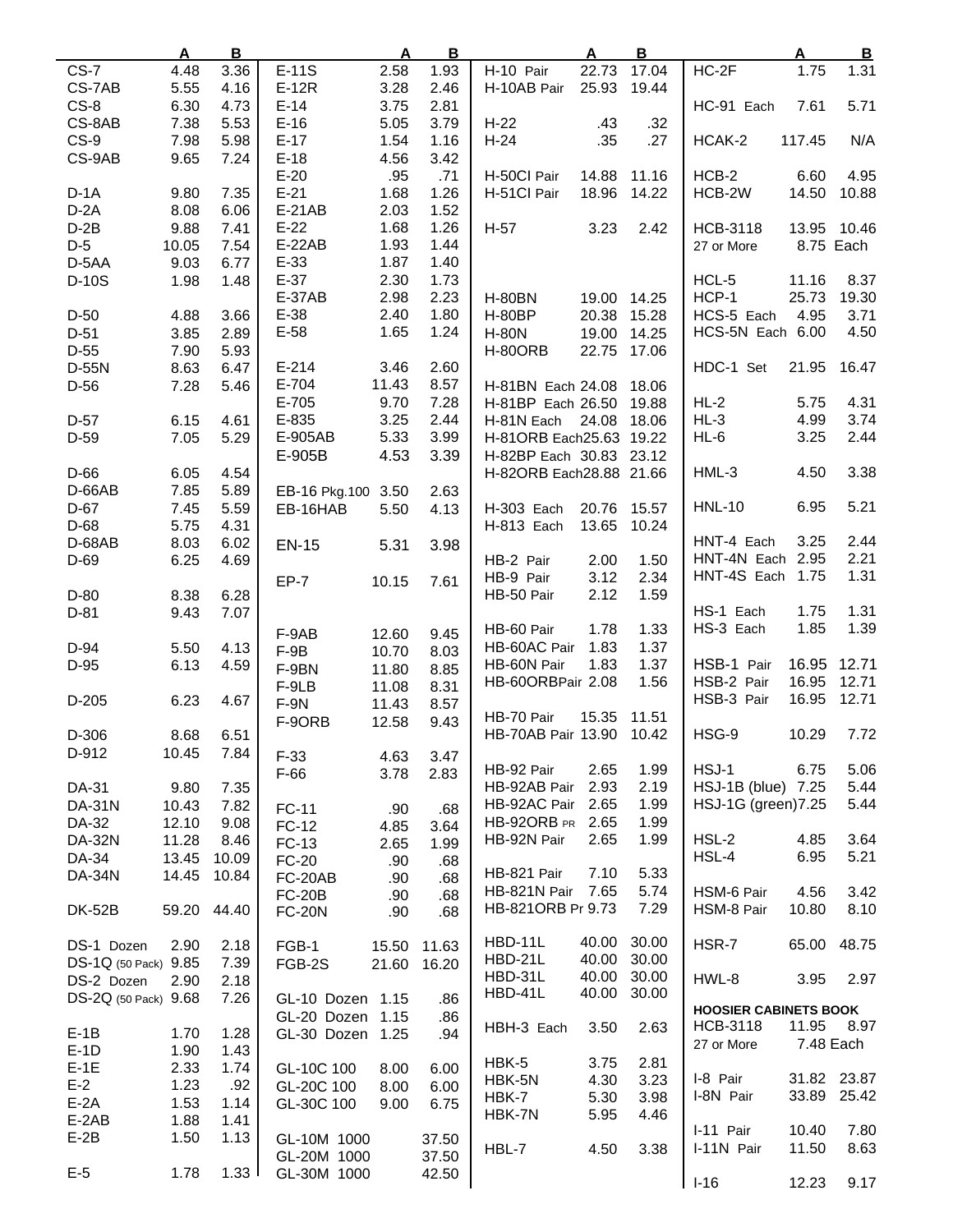| | A | B |
|---|---|---|
| CS-7 | 4.48 | 3.36 |
| CS-7AB | 5.55 | 4.16 |
| CS-8 | 6.30 | 4.73 |
| CS-8AB | 7.38 | 5.53 |
| CS-9 | 7.98 | 5.98 |
| CS-9AB | 9.65 | 7.24 |
| D-1A | 9.80 | 7.35 |
| D-2A | 8.08 | 6.06 |
| D-2B | 9.88 | 7.41 |
| D-5 | 10.05 | 7.54 |
| D-5AA | 9.03 | 6.77 |
| D-10S | 1.98 | 1.48 |
| D-50 | 4.88 | 3.66 |
| D-51 | 3.85 | 2.89 |
| D-55 | 7.90 | 5.93 |
| D-55N | 8.63 | 6.47 |
| D-56 | 7.28 | 5.46 |
| D-57 | 6.15 | 4.61 |
| D-59 | 7.05 | 5.29 |
| D-66 | 6.05 | 4.54 |
| D-66AB | 7.85 | 5.89 |
| D-67 | 7.45 | 5.59 |
| D-68 | 5.75 | 4.31 |
| D-68AB | 8.03 | 6.02 |
| D-69 | 6.25 | 4.69 |
| D-80 | 8.38 | 6.28 |
| D-81 | 9.43 | 7.07 |
| D-94 | 5.50 | 4.13 |
| D-95 | 6.13 | 4.59 |
| D-205 | 6.23 | 4.67 |
| D-306 | 8.68 | 6.51 |
| D-912 | 10.45 | 7.84 |
| DA-31 | 9.80 | 7.35 |
| DA-31N | 10.43 | 7.82 |
| DA-32 | 12.10 | 9.08 |
| DA-32N | 11.28 | 8.46 |
| DA-34 | 13.45 | 10.09 |
| DA-34N | 14.45 | 10.84 |
| DK-52B | 59.20 | 44.40 |
| DS-1 Dozen | 2.90 | 2.18 |
| DS-1Q (50 Pack) | 9.85 | 7.39 |
| DS-2 Dozen | 2.90 | 2.18 |
| DS-2Q (50 Pack) | 9.68 | 7.26 |
| E-1B | 1.70 | 1.28 |
| E-1D | 1.90 | 1.43 |
| E-1E | 2.33 | 1.74 |
| E-2 | 1.23 | .92 |
| E-2A | 1.53 | 1.14 |
| E-2AB | 1.88 | 1.41 |
| E-2B | 1.50 | 1.13 |
| E-5 | 1.78 | 1.33 |
| E-11S | 2.58 | 1.93 |
| E-12R | 3.28 | 2.46 |
| E-14 | 3.75 | 2.81 |
| E-16 | 5.05 | 3.79 |
| E-17 | 1.54 | 1.16 |
| E-18 | 4.56 | 3.42 |
| E-20 | .95 | .71 |
| E-21 | 1.68 | 1.26 |
| E-21AB | 2.03 | 1.52 |
| E-22 | 1.68 | 1.26 |
| E-22AB | 1.93 | 1.44 |
| E-33 | 1.87 | 1.40 |
| E-37 | 2.30 | 1.73 |
| E-37AB | 2.98 | 2.23 |
| E-38 | 2.40 | 1.80 |
| E-58 | 1.65 | 1.24 |
| E-214 | 3.46 | 2.60 |
| E-704 | 11.43 | 8.57 |
| E-705 | 9.70 | 7.28 |
| E-835 | 3.25 | 2.44 |
| E-905AB | 5.33 | 3.99 |
| E-905B | 4.53 | 3.39 |
| EB-16 Pkg.100 | 3.50 | 2.63 |
| EB-16HAB | 5.50 | 4.13 |
| EN-15 | 5.31 | 3.98 |
| EP-7 | 10.15 | 7.61 |
| F-9AB | 12.60 | 9.45 |
| F-9B | 10.70 | 8.03 |
| F-9BN | 11.80 | 8.85 |
| F-9LB | 11.08 | 8.31 |
| F-9N | 11.43 | 8.57 |
| F-9ORB | 12.58 | 9.43 |
| F-33 | 4.63 | 3.47 |
| F-66 | 3.78 | 2.83 |
| FC-11 | .90 | .68 |
| FC-12 | 4.85 | 3.64 |
| FC-13 | 2.65 | 1.99 |
| FC-20 | .90 | .68 |
| FC-20AB | .90 | .68 |
| FC-20B | .90 | .68 |
| FC-20N | .90 | .68 |
| FGB-1 | 15.50 | 11.63 |
| FGB-2S | 21.60 | 16.20 |
| GL-10 Dozen | 1.15 | .86 |
| GL-20 Dozen | 1.15 | .86 |
| GL-30 Dozen | 1.25 | .94 |
| GL-10C 100 | 8.00 | 6.00 |
| GL-20C 100 | 8.00 | 6.00 |
| GL-30C 100 | 9.00 | 6.75 |
| GL-10M 1000 | | 37.50 |
| GL-20M 1000 | | 37.50 |
| GL-30M 1000 | | 42.50 |
| H-10 Pair | 22.73 | 17.04 |
| H-10AB Pair | 25.93 | 19.44 |
| H-22 | .43 | .32 |
| H-24 | .35 | .27 |
| H-50CI Pair | 14.88 | 11.16 |
| H-51CI Pair | 18.96 | 14.22 |
| H-57 | 3.23 | 2.42 |
| H-80BN | 19.00 | 14.25 |
| H-80BP | 20.38 | 15.28 |
| H-80N | 19.00 | 14.25 |
| H-80ORB | 22.75 | 17.06 |
| H-81BN Each | 24.08 | 18.06 |
| H-81BP Each | 26.50 | 19.88 |
| H-81N Each | 24.08 | 18.06 |
| H-81ORB Each | 25.63 | 19.22 |
| H-82BP Each | 30.83 | 23.12 |
| H-82ORB Each | 28.88 | 21.66 |
| H-303 Each | 20.76 | 15.57 |
| H-813 Each | 13.65 | 10.24 |
| HB-2 Pair | 2.00 | 1.50 |
| HB-9 Pair | 3.12 | 2.34 |
| HB-50 Pair | 2.12 | 1.59 |
| HB-60 Pair | 1.78 | 1.33 |
| HB-60AC Pair | 1.83 | 1.37 |
| HB-60N Pair | 1.83 | 1.37 |
| HB-60ORB Pair | 2.08 | 1.56 |
| HB-70 Pair | 15.35 | 11.51 |
| HB-70AB Pair | 13.90 | 10.42 |
| HB-92 Pair | 2.65 | 1.99 |
| HB-92AB Pair | 2.93 | 2.19 |
| HB-92AC Pair | 2.65 | 1.99 |
| HB-92ORB PR | 2.65 | 1.99 |
| HB-92N Pair | 2.65 | 1.99 |
| HB-821 Pair | 7.10 | 5.33 |
| HB-821N Pair | 7.65 | 5.74 |
| HB-821ORB Pr | 9.73 | 7.29 |
| HBD-11L | 40.00 | 30.00 |
| HBD-21L | 40.00 | 30.00 |
| HBD-31L | 40.00 | 30.00 |
| HBD-41L | 40.00 | 30.00 |
| HBH-3 Each | 3.50 | 2.63 |
| HBK-5 | 3.75 | 2.81 |
| HBK-5N | 4.30 | 3.23 |
| HBK-7 | 5.30 | 3.98 |
| HBK-7N | 5.95 | 4.46 |
| HBL-7 | 4.50 | 3.38 |
| HC-2F | 1.75 | 1.31 |
| HC-91 Each | 7.61 | 5.71 |
| HCAK-2 | 117.45 | N/A |
| HCB-2 | 6.60 | 4.95 |
| HCB-2W | 14.50 | 10.88 |
| HCB-3118 | 13.95 | 10.46 |
| 27 or More | 8.75 Each | |
| HCL-5 | 11.16 | 8.37 |
| HCP-1 | 25.73 | 19.30 |
| HCS-5 Each | 4.95 | 3.71 |
| HCS-5N Each | 6.00 | 4.50 |
| HDC-1 Set | 21.95 | 16.47 |
| HL-2 | 5.75 | 4.31 |
| HL-3 | 4.99 | 3.74 |
| HL-6 | 3.25 | 2.44 |
| HML-3 | 4.50 | 3.38 |
| HNL-10 | 6.95 | 5.21 |
| HNT-4 Each | 3.25 | 2.44 |
| HNT-4N Each | 2.95 | 2.21 |
| HNT-4S Each | 1.75 | 1.31 |
| HS-1 Each | 1.75 | 1.31 |
| HS-3 Each | 1.85 | 1.39 |
| HSB-1 Pair | 16.95 | 12.71 |
| HSB-2 Pair | 16.95 | 12.71 |
| HSB-3 Pair | 16.95 | 12.71 |
| HSG-9 | 10.29 | 7.72 |
| HSJ-1 | 6.75 | 5.06 |
| HSJ-1B (blue) | 7.25 | 5.44 |
| HSJ-1G (green) | 7.25 | 5.44 |
| HSL-2 | 4.85 | 3.64 |
| HSL-4 | 6.95 | 5.21 |
| HSM-6 Pair | 4.56 | 3.42 |
| HSM-8 Pair | 10.80 | 8.10 |
| HSR-7 | 65.00 | 48.75 |
| HWL-8 | 3.95 | 2.97 |
| **HOOSIER CABINETS BOOK** | | |
| HCB-3118 | 11.95 | 8.97 |
| 27 or More | 7.48 Each | |
| I-8 Pair | 31.82 | 23.87 |
| I-8N Pair | 33.89 | 25.42 |
| I-11 Pair | 10.40 | 7.80 |
| I-11N Pair | 11.50 | 8.63 |
| I-16 | 12.23 | 9.17 |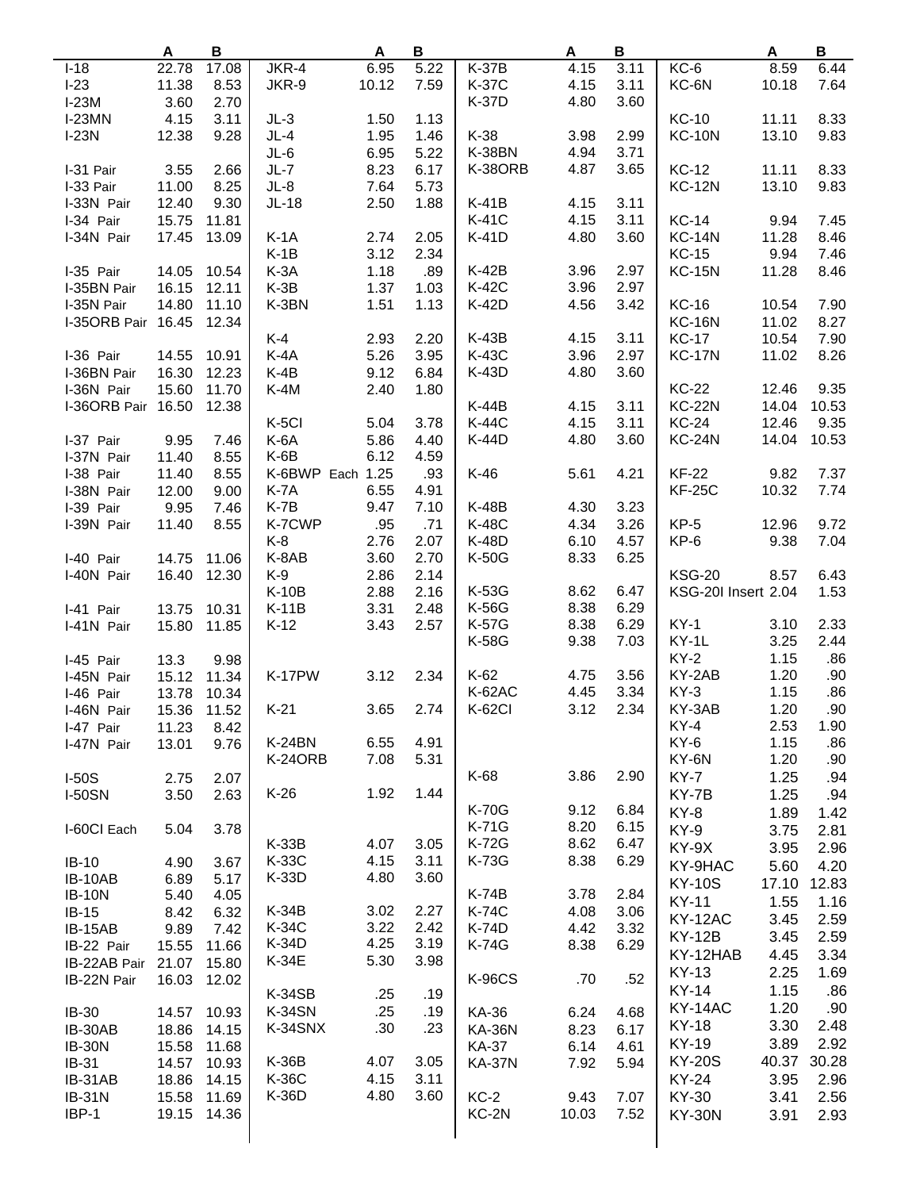| | A | B | | A | B | | A | B | | A | B |
|---|---|---|---|---|---|---|---|---|---|---|---|
| I-18 | 22.78 | 17.08 | JKR-4 | 6.95 | 5.22 | K-37B | 4.15 | 3.11 | KC-6 | 8.59 | 6.44 |
| I-23 | 11.38 | 8.53 | JKR-9 | 10.12 | 7.59 | K-37C | 4.15 | 3.11 | KC-6N | 10.18 | 7.64 |
| I-23M | 3.60 | 2.70 | | | | K-37D | 4.80 | 3.60 | | | |
| I-23MN | 4.15 | 3.11 | JL-3 | 1.50 | 1.13 | | | | KC-10 | 11.11 | 8.33 |
| I-23N | 12.38 | 9.28 | JL-4 | 1.95 | 1.46 | K-38 | 3.98 | 2.99 | KC-10N | 13.10 | 9.83 |
| | | | JL-6 | 6.95 | 5.22 | K-38BN | 4.94 | 3.71 | | | |
| I-31 Pair | 3.55 | 2.66 | JL-7 | 8.23 | 6.17 | K-38ORB | 4.87 | 3.65 | KC-12 | 11.11 | 8.33 |
| I-33 Pair | 11.00 | 8.25 | JL-8 | 7.64 | 5.73 | | | | KC-12N | 13.10 | 9.83 |
| I-33N Pair | 12.40 | 9.30 | JL-18 | 2.50 | 1.88 | K-41B | 4.15 | 3.11 | | | |
| I-34 Pair | 15.75 | 11.81 | | | | K-41C | 4.15 | 3.11 | KC-14 | 9.94 | 7.45 |
| I-34N Pair | 17.45 | 13.09 | K-1A | 2.74 | 2.05 | K-41D | 4.80 | 3.60 | KC-14N | 11.28 | 8.46 |
| | | | K-1B | 3.12 | 2.34 | | | | KC-15 | 9.94 | 7.46 |
| I-35 Pair | 14.05 | 10.54 | K-3A | 1.18 | .89 | K-42B | 3.96 | 2.97 | KC-15N | 11.28 | 8.46 |
| I-35BN Pair | 16.15 | 12.11 | K-3B | 1.37 | 1.03 | K-42C | 3.96 | 2.97 | | | |
| I-35N Pair | 14.80 | 11.10 | K-3BN | 1.51 | 1.13 | K-42D | 4.56 | 3.42 | KC-16 | 10.54 | 7.90 |
| I-35ORB Pair | 16.45 | 12.34 | | | | | | | KC-16N | 11.02 | 8.27 |
| | | | K-4 | 2.93 | 2.20 | K-43B | 4.15 | 3.11 | KC-17 | 10.54 | 7.90 |
| I-36 Pair | 14.55 | 10.91 | K-4A | 5.26 | 3.95 | K-43C | 3.96 | 2.97 | KC-17N | 11.02 | 8.26 |
| I-36BN Pair | 16.30 | 12.23 | K-4B | 9.12 | 6.84 | K-43D | 4.80 | 3.60 | | | |
| I-36N Pair | 15.60 | 11.70 | K-4M | 2.40 | 1.80 | | | | KC-22 | 12.46 | 9.35 |
| I-36ORB Pair | 16.50 | 12.38 | | | | K-44B | 4.15 | 3.11 | KC-22N | 14.04 | 10.53 |
| | | | K-5CI | 5.04 | 3.78 | K-44C | 4.15 | 3.11 | KC-24 | 12.46 | 9.35 |
| I-37 Pair | 9.95 | 7.46 | K-6A | 5.86 | 4.40 | K-44D | 4.80 | 3.60 | KC-24N | 14.04 | 10.53 |
| I-37N Pair | 11.40 | 8.55 | K-6B | 6.12 | 4.59 | | | | | | |
| I-38 Pair | 11.40 | 8.55 | K-6BWP Each | 1.25 | .93 | K-46 | 5.61 | 4.21 | KF-22 | 9.82 | 7.37 |
| I-38N Pair | 12.00 | 9.00 | K-7A | 6.55 | 4.91 | | | | KF-25C | 10.32 | 7.74 |
| I-39 Pair | 9.95 | 7.46 | K-7B | 9.47 | 7.10 | K-48B | 4.30 | 3.23 | | | |
| I-39N Pair | 11.40 | 8.55 | K-7CWP | .95 | .71 | K-48C | 4.34 | 3.26 | KP-5 | 12.96 | 9.72 |
| | | | K-8 | 2.76 | 2.07 | K-48D | 6.10 | 4.57 | KP-6 | 9.38 | 7.04 |
| I-40 Pair | 14.75 | 11.06 | K-8AB | 3.60 | 2.70 | K-50G | 8.33 | 6.25 | | | |
| I-40N Pair | 16.40 | 12.30 | K-9 | 2.86 | 2.14 | | | | KSG-20 | 8.57 | 6.43 |
| | | | K-10B | 2.88 | 2.16 | K-53G | 8.62 | 6.47 | KSG-20I Insert | 2.04 | 1.53 |
| I-41 Pair | 13.75 | 10.31 | K-11B | 3.31 | 2.48 | K-56G | 8.38 | 6.29 | | | |
| I-41N Pair | 15.80 | 11.85 | K-12 | 3.43 | 2.57 | K-57G | 8.38 | 6.29 | KY-1 | 3.10 | 2.33 |
| | | | | | | K-58G | 9.38 | 7.03 | KY-1L | 3.25 | 2.44 |
| I-45 Pair | 13.3 | 9.98 | | | | | | | KY-2 | 1.15 | .86 |
| I-45N Pair | 15.12 | 11.34 | K-17PW | 3.12 | 2.34 | K-62 | 4.75 | 3.56 | KY-2AB | 1.20 | .90 |
| I-46 Pair | 13.78 | 10.34 | | | | K-62AC | 4.45 | 3.34 | KY-3 | 1.15 | .86 |
| I-46N Pair | 15.36 | 11.52 | K-21 | 3.65 | 2.74 | K-62CI | 3.12 | 2.34 | KY-3AB | 1.20 | .90 |
| I-47 Pair | 11.23 | 8.42 | | | | | | | KY-4 | 2.53 | 1.90 |
| I-47N Pair | 13.01 | 9.76 | K-24BN | 6.55 | 4.91 | | | | KY-6 | 1.15 | .86 |
| | | | K-24ORB | 7.08 | 5.31 | | | | KY-6N | 1.20 | .90 |
| I-50S | 2.75 | 2.07 | | | | K-68 | 3.86 | 2.90 | KY-7 | 1.25 | .94 |
| I-50SN | 3.50 | 2.63 | K-26 | 1.92 | 1.44 | | | | KY-7B | 1.25 | .94 |
| | | | | | | K-70G | 9.12 | 6.84 | KY-8 | 1.89 | 1.42 |
| I-60CI Each | 5.04 | 3.78 | | | | K-71G | 8.20 | 6.15 | KY-9 | 3.75 | 2.81 |
| | | | K-33B | 4.07 | 3.05 | K-72G | 8.62 | 6.47 | KY-9X | 3.95 | 2.96 |
| IB-10 | 4.90 | 3.67 | K-33C | 4.15 | 3.11 | K-73G | 8.38 | 6.29 | KY-9HAC | 5.60 | 4.20 |
| IB-10AB | 6.89 | 5.17 | K-33D | 4.80 | 3.60 | | | | KY-10S | 17.10 | 12.83 |
| IB-10N | 5.40 | 4.05 | | | | K-74B | 3.78 | 2.84 | KY-11 | 1.55 | 1.16 |
| IB-15 | 8.42 | 6.32 | K-34B | 3.02 | 2.27 | K-74C | 4.08 | 3.06 | KY-12AC | 3.45 | 2.59 |
| IB-15AB | 9.89 | 7.42 | K-34C | 3.22 | 2.42 | K-74D | 4.42 | 3.32 | KY-12B | 3.45 | 2.59 |
| IB-22 Pair | 15.55 | 11.66 | K-34D | 4.25 | 3.19 | K-74G | 8.38 | 6.29 | KY-12HAB | 4.45 | 3.34 |
| IB-22AB Pair | 21.07 | 15.80 | K-34E | 5.30 | 3.98 | | | | KY-13 | 2.25 | 1.69 |
| IB-22N Pair | 16.03 | 12.02 | | | | K-96CS | .70 | .52 | KY-14 | 1.15 | .86 |
| | | | K-34SB | .25 | .19 | | | | KY-14AC | 1.20 | .90 |
| IB-30 | 14.57 | 10.93 | K-34SN | .25 | .19 | KA-36 | 6.24 | 4.68 | KY-18 | 3.30 | 2.48 |
| IB-30AB | 18.86 | 14.15 | K-34SNX | .30 | .23 | KA-36N | 8.23 | 6.17 | KY-19 | 3.89 | 2.92 |
| IB-30N | 15.58 | 11.68 | | | | KA-37 | 6.14 | 4.61 | KY-20S | 40.37 | 30.28 |
| IB-31 | 14.57 | 10.93 | K-36B | 4.07 | 3.05 | KA-37N | 7.92 | 5.94 | KY-24 | 3.95 | 2.96 |
| IB-31AB | 18.86 | 14.15 | K-36C | 4.15 | 3.11 | | | | KY-30 | 3.41 | 2.56 |
| IB-31N | 15.58 | 11.69 | K-36D | 4.80 | 3.60 | KC-2 | 9.43 | 7.07 | KY-30N | 3.91 | 2.93 |
| IBP-1 | 19.15 | 14.36 | | | | KC-2N | 10.03 | 7.52 | | | |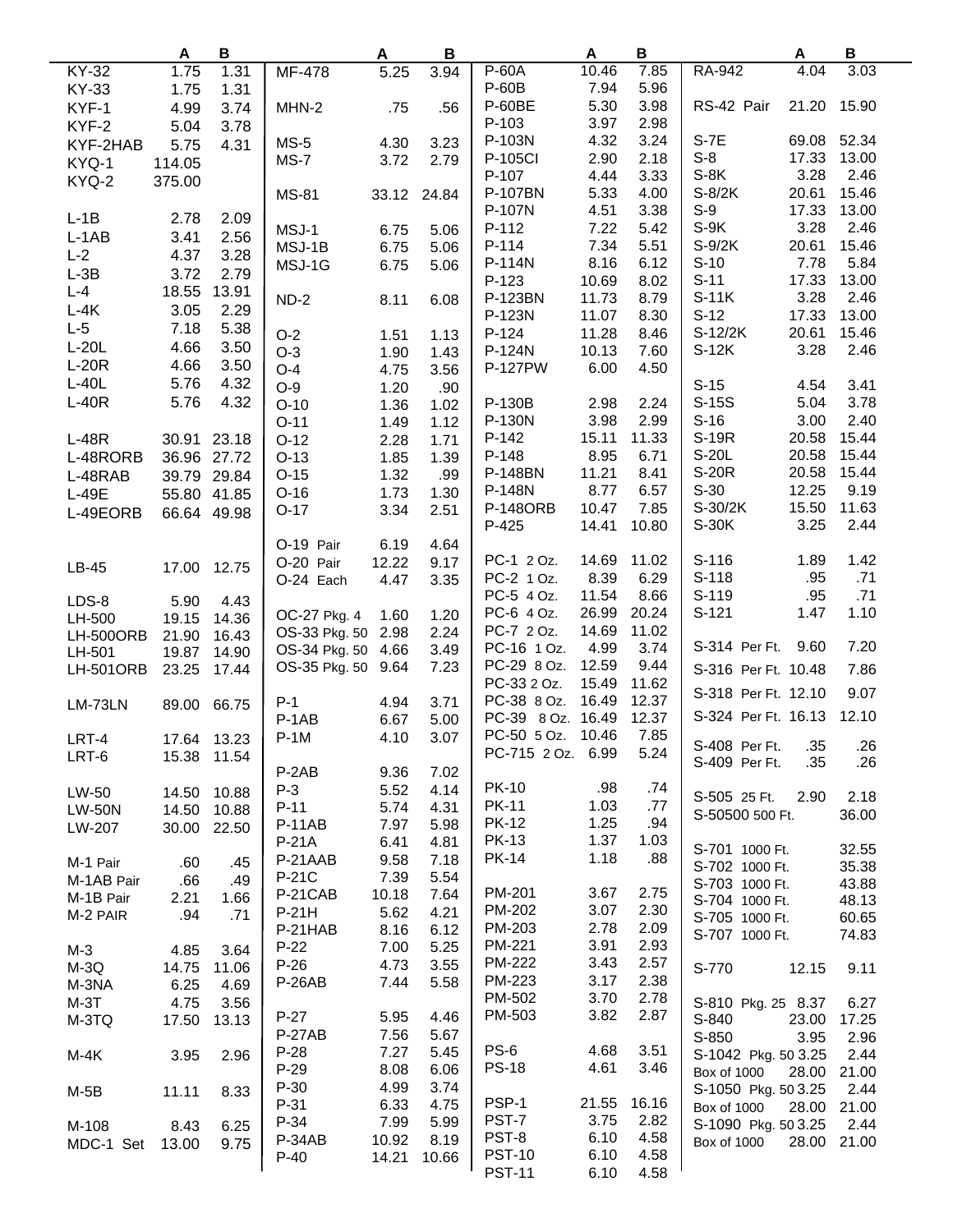| | A | B |
|---|---|---|
| KY-32 | 1.75 | 1.31 |
| KY-33 | 1.75 | 1.31 |
| KYF-1 | 4.99 | 3.74 |
| KYF-2 | 5.04 | 3.78 |
| KYF-2HAB | 5.75 | 4.31 |
| KYQ-1 | 114.05 | |
| KYQ-2 | 375.00 | |
| L-1B | 2.78 | 2.09 |
| L-1AB | 3.41 | 2.56 |
| L-2 | 4.37 | 3.28 |
| L-3B | 3.72 | 2.79 |
| L-4 | 18.55 | 13.91 |
| L-4K | 3.05 | 2.29 |
| L-5 | 7.18 | 5.38 |
| L-20L | 4.66 | 3.50 |
| L-20R | 4.66 | 3.50 |
| L-40L | 5.76 | 4.32 |
| L-40R | 5.76 | 4.32 |
| L-48R | 30.91 | 23.18 |
| L-48RORB | 36.96 | 27.72 |
| L-48RAB | 39.79 | 29.84 |
| L-49E | 55.80 | 41.85 |
| L-49EORB | 66.64 | 49.98 |
| LB-45 | 17.00 | 12.75 |
| LDS-8 | 5.90 | 4.43 |
| LH-500 | 19.15 | 14.36 |
| LH-500ORB | 21.90 | 16.43 |
| LH-501 | 19.87 | 14.90 |
| LH-501ORB | 23.25 | 17.44 |
| LM-73LN | 89.00 | 66.75 |
| LRT-4 | 17.64 | 13.23 |
| LRT-6 | 15.38 | 11.54 |
| LW-50 | 14.50 | 10.88 |
| LW-50N | 14.50 | 10.88 |
| LW-207 | 30.00 | 22.50 |
| M-1 Pair | .60 | .45 |
| M-1AB Pair | .66 | .49 |
| M-1B Pair | 2.21 | 1.66 |
| M-2 PAIR | .94 | .71 |
| M-3 | 4.85 | 3.64 |
| M-3Q | 14.75 | 11.06 |
| M-3NA | 6.25 | 4.69 |
| M-3T | 4.75 | 3.56 |
| M-3TQ | 17.50 | 13.13 |
| M-4K | 3.95 | 2.96 |
| M-5B | 11.11 | 8.33 |
| M-108 | 8.43 | 6.25 |
| MDC-1 Set | 13.00 | 9.75 |

| | A | B |
|---|---|---|
| MF-478 | 5.25 | 3.94 |
| MHN-2 | .75 | .56 |
| MS-5 | 4.30 | 3.23 |
| MS-7 | 3.72 | 2.79 |
| MS-81 | 33.12 | 24.84 |
| MSJ-1 | 6.75 | 5.06 |
| MSJ-1B | 6.75 | 5.06 |
| MSJ-1G | 6.75 | 5.06 |
| ND-2 | 8.11 | 6.08 |
| O-2 | 1.51 | 1.13 |
| O-3 | 1.90 | 1.43 |
| O-4 | 4.75 | 3.56 |
| O-9 | 1.20 | .90 |
| O-10 | 1.36 | 1.02 |
| O-11 | 1.49 | 1.12 |
| O-12 | 2.28 | 1.71 |
| O-13 | 1.85 | 1.39 |
| O-15 | 1.32 | .99 |
| O-16 | 1.73 | 1.30 |
| O-17 | 3.34 | 2.51 |
| O-19 Pair | 6.19 | 4.64 |
| O-20 Pair | 12.22 | 9.17 |
| O-24 Each | 4.47 | 3.35 |
| OC-27 Pkg. 4 | 1.60 | 1.20 |
| OS-33 Pkg. 50 | 2.98 | 2.24 |
| OS-34 Pkg. 50 | 4.66 | 3.49 |
| OS-35 Pkg. 50 | 9.64 | 7.23 |
| P-1 | 4.94 | 3.71 |
| P-1AB | 6.67 | 5.00 |
| P-1M | 4.10 | 3.07 |
| P-2AB | 9.36 | 7.02 |
| P-3 | 5.52 | 4.14 |
| P-11 | 5.74 | 4.31 |
| P-11AB | 7.97 | 5.98 |
| P-21A | 6.41 | 4.81 |
| P-21AAB | 9.58 | 7.18 |
| P-21C | 7.39 | 5.54 |
| P-21CAB | 10.18 | 7.64 |
| P-21H | 5.62 | 4.21 |
| P-21HAB | 8.16 | 6.12 |
| P-22 | 7.00 | 5.25 |
| P-26 | 4.73 | 3.55 |
| P-26AB | 7.44 | 5.58 |
| P-27 | 5.95 | 4.46 |
| P-27AB | 7.56 | 5.67 |
| P-28 | 7.27 | 5.45 |
| P-29 | 8.08 | 6.06 |
| P-30 | 4.99 | 3.74 |
| P-31 | 6.33 | 4.75 |
| P-34 | 7.99 | 5.99 |
| P-34AB | 10.92 | 8.19 |
| P-40 | 14.21 | 10.66 |

| | A | B |
|---|---|---|
| P-60A | 10.46 | 7.85 |
| P-60B | 7.94 | 5.96 |
| P-60BE | 5.30 | 3.98 |
| P-103 | 3.97 | 2.98 |
| P-103N | 4.32 | 3.24 |
| P-105CI | 2.90 | 2.18 |
| P-107 | 4.44 | 3.33 |
| P-107BN | 5.33 | 4.00 |
| P-107N | 4.51 | 3.38 |
| P-112 | 7.22 | 5.42 |
| P-114 | 7.34 | 5.51 |
| P-114N | 8.16 | 6.12 |
| P-123 | 10.69 | 8.02 |
| P-123BN | 11.73 | 8.79 |
| P-123N | 11.07 | 8.30 |
| P-124 | 11.28 | 8.46 |
| P-124N | 10.13 | 7.60 |
| P-127PW | 6.00 | 4.50 |
| P-130B | 2.98 | 2.24 |
| P-130N | 3.98 | 2.99 |
| P-142 | 15.11 | 11.33 |
| P-148 | 8.95 | 6.71 |
| P-148BN | 11.21 | 8.41 |
| P-148N | 8.77 | 6.57 |
| P-148ORB | 10.47 | 7.85 |
| P-425 | 14.41 | 10.80 |
| PC-1 2 Oz. | 14.69 | 11.02 |
| PC-2 1 Oz. | 8.39 | 6.29 |
| PC-5 4 Oz. | 11.54 | 8.66 |
| PC-6 4 Oz. | 26.99 | 20.24 |
| PC-7 2 Oz. | 14.69 | 11.02 |
| PC-16 1 Oz. | 4.99 | 3.74 |
| PC-29 8 Oz. | 12.59 | 9.44 |
| PC-33 2 Oz. | 15.49 | 11.62 |
| PC-38 8 Oz. | 16.49 | 12.37 |
| PC-39 8 Oz. | 16.49 | 12.37 |
| PC-50 5 Oz. | 10.46 | 7.85 |
| PC-715 2 Oz. | 6.99 | 5.24 |
| PK-10 | .98 | .74 |
| PK-11 | 1.03 | .77 |
| PK-12 | 1.25 | .94 |
| PK-13 | 1.37 | 1.03 |
| PK-14 | 1.18 | .88 |
| PM-201 | 3.67 | 2.75 |
| PM-202 | 3.07 | 2.30 |
| PM-203 | 2.78 | 2.09 |
| PM-221 | 3.91 | 2.93 |
| PM-222 | 3.43 | 2.57 |
| PM-223 | 3.17 | 2.38 |
| PM-502 | 3.70 | 2.78 |
| PM-503 | 3.82 | 2.87 |
| PS-6 | 4.68 | 3.51 |
| PS-18 | 4.61 | 3.46 |
| PSP-1 | 21.55 | 16.16 |
| PST-7 | 3.75 | 2.82 |
| PST-8 | 6.10 | 4.58 |
| PST-10 | 6.10 | 4.58 |
| PST-11 | 6.10 | 4.58 |

| | A | B |
|---|---|---|
| RA-942 | 4.04 | 3.03 |
| RS-42 Pair | 21.20 | 15.90 |
| S-7E | 69.08 | 52.34 |
| S-8 | 17.33 | 13.00 |
| S-8K | 3.28 | 2.46 |
| S-8/2K | 20.61 | 15.46 |
| S-9 | 17.33 | 13.00 |
| S-9K | 3.28 | 2.46 |
| S-9/2K | 20.61 | 15.46 |
| S-10 | 7.78 | 5.84 |
| S-11 | 17.33 | 13.00 |
| S-11K | 3.28 | 2.46 |
| S-12 | 17.33 | 13.00 |
| S-12/2K | 20.61 | 15.46 |
| S-12K | 3.28 | 2.46 |
| S-15 | 4.54 | 3.41 |
| S-15S | 5.04 | 3.78 |
| S-16 | 3.00 | 2.40 |
| S-19R | 20.58 | 15.44 |
| S-20L | 20.58 | 15.44 |
| S-20R | 20.58 | 15.44 |
| S-30 | 12.25 | 9.19 |
| S-30/2K | 15.50 | 11.63 |
| S-30K | 3.25 | 2.44 |
| S-116 | 1.89 | 1.42 |
| S-118 | .95 | .71 |
| S-119 | .95 | .71 |
| S-121 | 1.47 | 1.10 |
| S-314 Per Ft. | 9.60 | 7.20 |
| S-316 Per Ft. | 10.48 | 7.86 |
| S-318 Per Ft. | 12.10 | 9.07 |
| S-324 Per Ft. | 16.13 | 12.10 |
| S-408 Per Ft. | .35 | .26 |
| S-409 Per Ft. | .35 | .26 |
| S-505 25 Ft. | 2.90 | 2.18 |
| S-50500 500 Ft. | | 36.00 |
| S-701 1000 Ft. | | 32.55 |
| S-702 1000 Ft. | | 35.38 |
| S-703 1000 Ft. | | 43.88 |
| S-704 1000 Ft. | | 48.13 |
| S-705 1000 Ft. | | 60.65 |
| S-707 1000 Ft. | | 74.83 |
| S-770 | 12.15 | 9.11 |
| S-810 Pkg. 25 | 8.37 | 6.27 |
| S-840 | 23.00 | 17.25 |
| S-850 | 3.95 | 2.96 |
| S-1042 Pkg. 50 | 3.25 | 2.44 |
| Box of 1000 | 28.00 | 21.00 |
| S-1050 Pkg. 50 | 3.25 | 2.44 |
| Box of 1000 | 28.00 | 21.00 |
| S-1090 Pkg. 50 | 3.25 | 2.44 |
| Box of 1000 | 28.00 | 21.00 |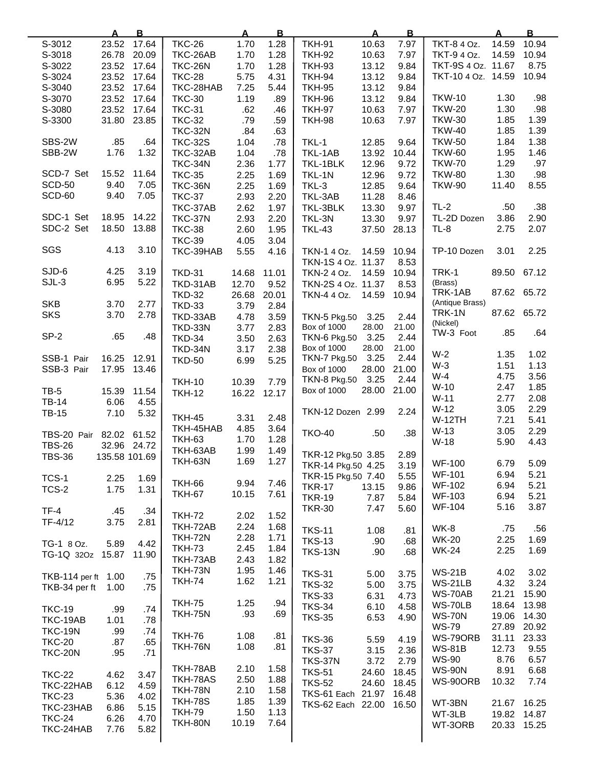| | A | B |
|---|---|---|
| S-3012 | 23.52 | 17.64 |
| S-3018 | 26.78 | 20.09 |
| S-3022 | 23.52 | 17.64 |
| S-3024 | 23.52 | 17.64 |
| S-3040 | 23.52 | 17.64 |
| S-3070 | 23.52 | 17.64 |
| S-3080 | 23.52 | 17.64 |
| S-3300 | 31.80 | 23.85 |
| | | |
| SBS-2W | .85 | .64 |
| SBB-2W | 1.76 | 1.32 |
| | | |
| SCD-7 Set | 15.52 | 11.64 |
| SCD-50 | 9.40 | 7.05 |
| SCD-60 | 9.40 | 7.05 |
| | | |
| SDC-1 Set | 18.95 | 14.22 |
| SDC-2 Set | 18.50 | 13.88 |
| | | |
| SGS | 4.13 | 3.10 |
| | | |
| SJD-6 | 4.25 | 3.19 |
| SJL-3 | 6.95 | 5.22 |
| | | |
| SKB | 3.70 | 2.77 |
| SKS | 3.70 | 2.78 |
| | | |
| SP-2 | .65 | .48 |
| | | |
| SSB-1 Pair | 16.25 | 12.91 |
| SSB-3 Pair | 17.95 | 13.46 |
| | | |
| TB-5 | 15.39 | 11.54 |
| TB-14 | 6.06 | 4.55 |
| TB-15 | 7.10 | 5.32 |
| | | |
| TBS-20 Pair | 82.02 | 61.52 |
| TBS-26 | 32.96 | 24.72 |
| TBS-36 | 135.58 | 101.69 |
| | | |
| TCS-1 | 2.25 | 1.69 |
| TCS-2 | 1.75 | 1.31 |
| | | |
| TF-4 | .45 | .34 |
| TF-4/12 | 3.75 | 2.81 |
| | | |
| TG-1 8 Oz. | 5.89 | 4.42 |
| TG-1Q 32Oz | 15.87 | 11.90 |
| | | |
| TKB-114 per ft | 1.00 | .75 |
| TKB-34 per ft | 1.00 | .75 |
| | | |
| TKC-19 | .99 | .74 |
| TKC-19AB | 1.01 | .78 |
| TKC-19N | .99 | .74 |
| TKC-20 | .87 | .65 |
| TKC-20N | .95 | .71 |
| | | |
| TKC-22 | 4.62 | 3.47 |
| TKC-22HAB | 6.12 | 4.59 |
| TKC-23 | 5.36 | 4.02 |
| TKC-23HAB | 6.86 | 5.15 |
| TKC-24 | 6.26 | 4.70 |
| TKC-24HAB | 7.76 | 5.82 |

| | A | B |
|---|---|---|
| TKC-26 | 1.70 | 1.28 |
| TKC-26AB | 1.70 | 1.28 |
| TKC-26N | 1.70 | 1.28 |
| TKC-28 | 5.75 | 4.31 |
| TKC-28HAB | 7.25 | 5.44 |
| TKC-30 | 1.19 | .89 |
| TKC-31 | .62 | .46 |
| TKC-32 | .79 | .59 |
| TKC-32N | .84 | .63 |
| TKC-32S | 1.04 | .78 |
| TKC-32AB | 1.04 | .78 |
| TKC-34N | 2.36 | 1.77 |
| TKC-35 | 2.25 | 1.69 |
| TKC-36N | 2.25 | 1.69 |
| TKC-37 | 2.93 | 2.20 |
| TKC-37AB | 2.62 | 1.97 |
| TKC-37N | 2.93 | 2.20 |
| TKC-38 | 2.60 | 1.95 |
| TKC-39 | 4.05 | 3.04 |
| TKC-39HAB | 5.55 | 4.16 |
| | | |
| TKD-31 | 14.68 | 11.01 |
| TKD-31AB | 12.70 | 9.52 |
| TKD-32 | 26.68 | 20.01 |
| TKD-33 | 3.79 | 2.84 |
| TKD-33AB | 4.78 | 3.59 |
| TKD-33N | 3.77 | 2.83 |
| TKD-34 | 3.50 | 2.63 |
| TKD-34N | 3.17 | 2.38 |
| TKD-50 | 6.99 | 5.25 |
| | | |
| TKH-10 | 10.39 | 7.79 |
| TKH-12 | 16.22 | 12.17 |
| | | |
| TKH-45 | 3.31 | 2.48 |
| TKH-45HAB | 4.85 | 3.64 |
| TKH-63 | 1.70 | 1.28 |
| TKH-63AB | 1.99 | 1.49 |
| TKH-63N | 1.69 | 1.27 |
| | | |
| TKH-66 | 9.94 | 7.46 |
| TKH-67 | 10.15 | 7.61 |
| | | |
| TKH-72 | 2.02 | 1.52 |
| TKH-72AB | 2.24 | 1.68 |
| TKH-72N | 2.28 | 1.71 |
| TKH-73 | 2.45 | 1.84 |
| TKH-73AB | 2.43 | 1.82 |
| TKH-73N | 1.95 | 1.46 |
| TKH-74 | 1.62 | 1.21 |
| | | |
| TKH-75 | 1.25 | .94 |
| TKH-75N | .93 | .69 |
| | | |
| TKH-76 | 1.08 | .81 |
| TKH-76N | 1.08 | .81 |
| | | |
| TKH-78AB | 2.10 | 1.58 |
| TKH-78AS | 2.50 | 1.88 |
| TKH-78N | 2.10 | 1.58 |
| TKH-78S | 1.85 | 1.39 |
| TKH-79 | 1.50 | 1.13 |
| TKH-80N | 10.19 | 7.64 |

| | A | B |
|---|---|---|
| TKH-91 | 10.63 | 7.97 |
| TKH-92 | 10.63 | 7.97 |
| TKH-93 | 13.12 | 9.84 |
| TKH-94 | 13.12 | 9.84 |
| TKH-95 | 13.12 | 9.84 |
| TKH-96 | 13.12 | 9.84 |
| TKH-97 | 10.63 | 7.97 |
| TKH-98 | 10.63 | 7.97 |
| | | |
| TKL-1 | 12.85 | 9.64 |
| TKL-1AB | 13.92 | 10.44 |
| TKL-1BLK | 12.96 | 9.72 |
| TKL-1N | 12.96 | 9.72 |
| TKL-3 | 12.85 | 9.64 |
| TKL-3AB | 11.28 | 8.46 |
| TKL-3BLK | 13.30 | 9.97 |
| TKL-3N | 13.30 | 9.97 |
| TKL-43 | 37.50 | 28.13 |
| | | |
| TKN-1 4 Oz. | 14.59 | 10.94 |
| TKN-1S 4 Oz. | 11.37 | 8.53 |
| TKN-2 4 Oz. | 14.59 | 10.94 |
| TKN-2S 4 Oz. | 11.37 | 8.53 |
| TKN-4 4 Oz. | 14.59 | 10.94 |
| | | |
| TKN-5 Pkg.50 | 3.25 | 2.44 |
| Box of 1000 | 28.00 | 21.00 |
| TKN-6 Pkg.50 | 3.25 | 2.44 |
| Box of 1000 | 28.00 | 21.00 |
| TKN-7 Pkg.50 | 3.25 | 2.44 |
| Box of 1000 | 28.00 | 21.00 |
| TKN-8 Pkg.50 | 3.25 | 2.44 |
| Box of 1000 | 28.00 | 21.00 |
| | | |
| TKN-12 Dozen | 2.99 | 2.24 |
| | | |
| TKO-40 | .50 | .38 |
| | | |
| TKR-12 Pkg.50 | 3.85 | 2.89 |
| TKR-14 Pkg.50 | 4.25 | 3.19 |
| TKR-15 Pkg.50 | 7.40 | 5.55 |
| TKR-17 | 13.15 | 9.86 |
| TKR-19 | 7.87 | 5.84 |
| TKR-30 | 7.47 | 5.60 |
| | | |
| TKS-11 | 1.08 | .81 |
| TKS-13 | .90 | .68 |
| TKS-13N | .90 | .68 |
| | | |
| TKS-31 | 5.00 | 3.75 |
| TKS-32 | 5.00 | 3.75 |
| TKS-33 | 6.31 | 4.73 |
| TKS-34 | 6.10 | 4.58 |
| TKS-35 | 6.53 | 4.90 |
| | | |
| TKS-36 | 5.59 | 4.19 |
| TKS-37 | 3.15 | 2.36 |
| TKS-37N | 3.72 | 2.79 |
| TKS-51 | 24.60 | 18.45 |
| TKS-52 | 24.60 | 18.45 |
| TKS-61 Each | 21.97 | 16.48 |
| TKS-62 Each | 22.00 | 16.50 |

| | A | B |
|---|---|---|
| TKT-8 4 Oz. | 14.59 | 10.94 |
| TKT-9 4 Oz. | 14.59 | 10.94 |
| TKT-9S 4 Oz. | 11.67 | 8.75 |
| TKT-10 4 Oz. | 14.59 | 10.94 |
| | | |
| TKW-10 | 1.30 | .98 |
| TKW-20 | 1.30 | .98 |
| TKW-30 | 1.85 | 1.39 |
| TKW-40 | 1.85 | 1.39 |
| TKW-50 | 1.84 | 1.38 |
| TKW-60 | 1.95 | 1.46 |
| TKW-70 | 1.29 | .97 |
| TKW-80 | 1.30 | .98 |
| TKW-90 | 11.40 | 8.55 |
| | | |
| TL-2 | .50 | .38 |
| TL-2D Dozen | 3.86 | 2.90 |
| TL-8 | 2.75 | 2.07 |
| | | |
| TP-10 Dozen | 3.01 | 2.25 |
| | | |
| TRK-1 (Brass) | 89.50 | 67.12 |
| TRK-1AB (Antique Brass) | 87.62 | 65.72 |
| TRK-1N (Nickel) | 87.62 | 65.72 |
| TW-3 Foot | .85 | .64 |
| | | |
| W-2 | 1.35 | 1.02 |
| W-3 | 1.51 | 1.13 |
| W-4 | 4.75 | 3.56 |
| W-10 | 2.47 | 1.85 |
| W-11 | 2.77 | 2.08 |
| W-12 | 3.05 | 2.29 |
| W-12TH | 7.21 | 5.41 |
| W-13 | 3.05 | 2.29 |
| W-18 | 5.90 | 4.43 |
| | | |
| WF-100 | 6.79 | 5.09 |
| WF-101 | 6.94 | 5.21 |
| WF-102 | 6.94 | 5.21 |
| WF-103 | 6.94 | 5.21 |
| WF-104 | 5.16 | 3.87 |
| | | |
| WK-8 | .75 | .56 |
| WK-20 | 2.25 | 1.69 |
| WK-24 | 2.25 | 1.69 |
| | | |
| WS-21B | 4.02 | 3.02 |
| WS-21LB | 4.32 | 3.24 |
| WS-70AB | 21.21 | 15.90 |
| WS-70LB | 18.64 | 13.98 |
| WS-70N | 19.06 | 14.30 |
| WS-79 | 27.89 | 20.92 |
| WS-79ORB | 31.11 | 23.33 |
| WS-81B | 12.73 | 9.55 |
| WS-90 | 8.76 | 6.57 |
| WS-90N | 8.91 | 6.68 |
| WS-90ORB | 10.32 | 7.74 |
| | | |
| WT-3BN | 21.67 | 16.25 |
| WT-3LB | 19.82 | 14.87 |
| WT-3ORB | 20.33 | 15.25 |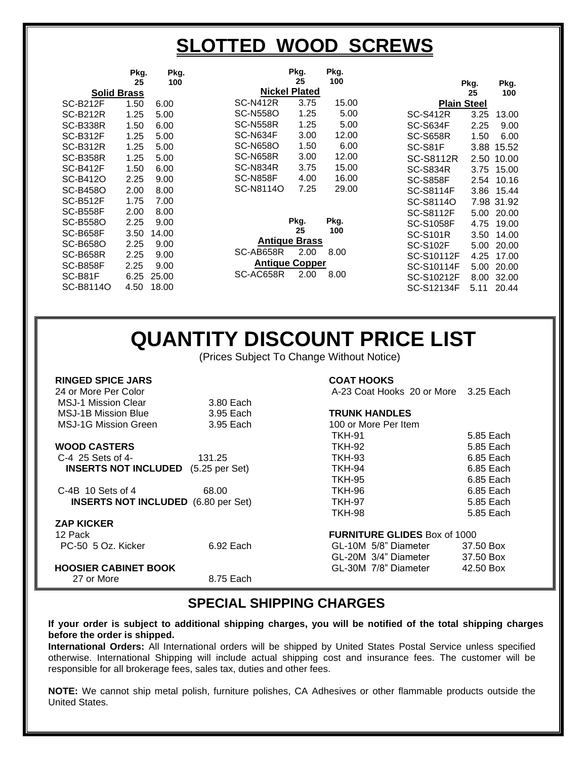# SLOTTED WOOD SCREWS

**Solid Brass**

| | Pkg. 25 | Pkg. 100 |
|---|---|---|
| SC-B212F | 1.50 | 6.00 |
| SC-B212R | 1.25 | 5.00 |
| SC-B338R | 1.50 | 6.00 |
| SC-B312F | 1.25 | 5.00 |
| SC-B312R | 1.25 | 5.00 |
| SC-B358R | 1.25 | 5.00 |
| SC-B412F | 1.50 | 6.00 |
| SC-B412O | 2.25 | 9.00 |
| SC-B458O | 2.00 | 8.00 |
| SC-B512F | 1.75 | 7.00 |
| SC-B558F | 2.00 | 8.00 |
| SC-B558O | 2.25 | 9.00 |
| SC-B658F | 3.50 | 14.00 |
| SC-B658O | 2.25 | 9.00 |
| SC-B658R | 2.25 | 9.00 |
| SC-B858F | 2.25 | 9.00 |
| SC-B81F | 6.25 | 25.00 |
| SC-B8114O | 4.50 | 18.00 |

**Nickel Plated**

| | Pkg. 25 | Pkg. 100 |
|---|---|---|
| SC-N412R | 3.75 | 15.00 |
| SC-N558O | 1.25 | 5.00 |
| SC-N558R | 1.25 | 5.00 |
| SC-N634F | 3.00 | 12.00 |
| SC-N658O | 1.50 | 6.00 |
| SC-N658R | 3.00 | 12.00 |
| SC-N834R | 3.75 | 15.00 |
| SC-N858F | 4.00 | 16.00 |
| SC-N8114O | 7.25 | 29.00 |

| | Pkg. 25 | Pkg. 100 |
|---|---|---|
| **Antique Brass** | | |
| SC-AB658R | 2.00 | 8.00 |
| **Antique Copper** | | |
| SC-AC658R | 2.00 | 8.00 |

**Plain Steel**

| | Pkg. 25 | Pkg. 100 |
|---|---|---|
| SC-S412R | 3.25 | 13.00 |
| SC-S634F | 2.25 | 9.00 |
| SC-S658R | 1.50 | 6.00 |
| SC-S81F | 3.88 | 15.52 |
| SC-S8112R | 2.50 | 10.00 |
| SC-S834R | 3.75 | 15.00 |
| SC-S858F | 2.54 | 10.16 |
| SC-S8114F | 3.86 | 15.44 |
| SC-S8114O | 7.98 | 31.92 |
| SC-S8112F | 5.00 | 20.00 |
| SC-S1058F | 4.75 | 19.00 |
| SC-S101R | 3.50 | 14.00 |
| SC-S102F | 5.00 | 20.00 |
| SC-S10112F | 4.25 | 17.00 |
| SC-S10114F | 5.00 | 20.00 |
| SC-S10212F | 8.00 | 32.00 |
| SC-S12134F | 5.11 | 20.44 |

# QUANTITY DISCOUNT PRICE LIST

(Prices Subject To Change Without Notice)

**RINGED SPICE JARS**
24 or More Per Color

| | |
|---|---|
| MSJ-1 Mission Clear | 3.80 Each |
| MSJ-1B Mission Blue | 3.95 Each |
| MSJ-1G Mission Green | 3.95 Each |

**WOOD CASTERS**

C-4 25 Sets of 4- 131.25
**INSERTS NOT INCLUDED** (5.25 per Set)

C-4B 10 Sets of 4 68.00
**INSERTS NOT INCLUDED** (6.80 per Set)

**ZAP KICKER**
12 Pack
PC-50 5 Oz. Kicker 6.92 Each

**HOOSIER CABINET BOOK**
27 or More 8.75 Each

**COAT HOOKS**
A-23 Coat Hooks 20 or More 3.25 Each

**TRUNK HANDLES**
100 or More Per Item

| | |
|---|---|
| TKH-91 | 5.85 Each |
| TKH-92 | 5.85 Each |
| TKH-93 | 6.85 Each |
| TKH-94 | 6.85 Each |
| TKH-95 | 6.85 Each |
| TKH-96 | 6.85 Each |
| TKH-97 | 5.85 Each |
| TKH-98 | 5.85 Each |

**FURNITURE GLIDES** Box of 1000

| | |
|---|---|
| GL-10M 5/8" Diameter | 37.50 Box |
| GL-20M 3/4" Diameter | 37.50 Box |
| GL-30M 7/8" Diameter | 42.50 Box |

## SPECIAL SHIPPING CHARGES

**If your order is subject to additional shipping charges, you will be notified of the total shipping charges before the order is shipped.**

**International Orders:** All International orders will be shipped by United States Postal Service unless specified otherwise. International Shipping will include actual shipping cost and insurance fees. The customer will be responsible for all brokerage fees, sales tax, duties and other fees.

**NOTE:** We cannot ship metal polish, furniture polishes, CA Adhesives or other flammable products outside the United States.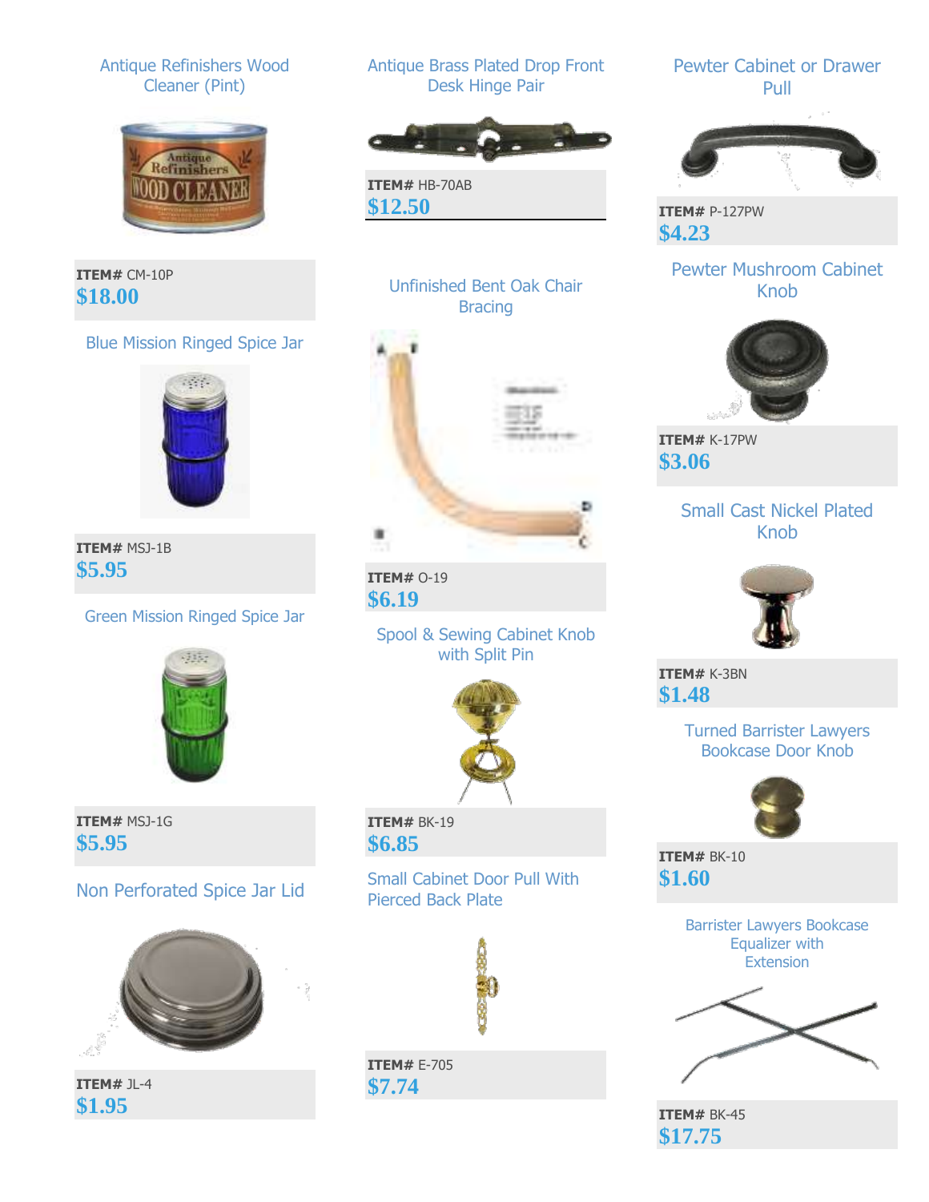### Antique Refinishers Wood Cleaner (Pint)

**ITEM#** CM-10P
**$18.00**

### Blue Mission Ringed Spice Jar

**ITEM#** MSJ-1B
**$5.95**

### Green Mission Ringed Spice Jar

**ITEM#** MSJ-1G
**$5.95**

### Non Perforated Spice Jar Lid

**ITEM#** JL-4
**$1.95**

### Antique Brass Plated Drop Front Desk Hinge Pair

**ITEM#** HB-70AB
**$12.50**

### Unfinished Bent Oak Chair Bracing

**ITEM#** O-19
**$6.19**

### Spool & Sewing Cabinet Knob with Split Pin

**ITEM#** BK-19
**$6.85**

### Small Cabinet Door Pull With Pierced Back Plate

**ITEM#** E-705
**$7.74**

### Pewter Cabinet or Drawer Pull

**ITEM#** P-127PW
**$4.23**

### Pewter Mushroom Cabinet Knob

**ITEM#** K-17PW
**$3.06**

### Small Cast Nickel Plated Knob

**ITEM#** K-3BN
**$1.48**

### Turned Barrister Lawyers Bookcase Door Knob

**ITEM#** BK-10
**$1.60**

### Barrister Lawyers Bookcase Equalizer with Extension

**ITEM#** BK-45
**$17.75**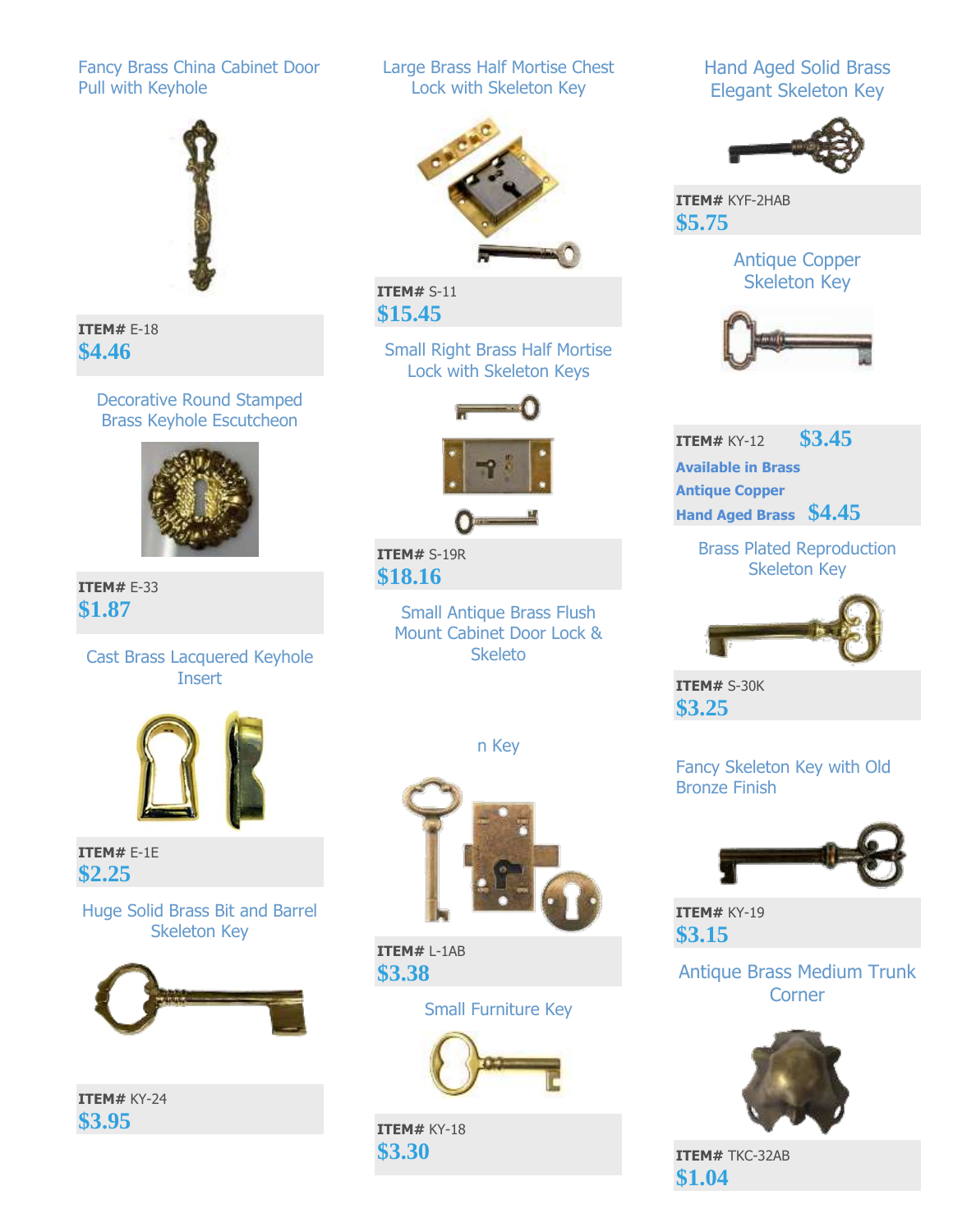Fancy Brass China Cabinet Door Pull with Keyhole

**ITEM#** E-18
**$4.46**

Decorative Round Stamped Brass Keyhole Escutcheon

**ITEM#** E-33
**$1.87**

Cast Brass Lacquered Keyhole Insert

**ITEM#** E-1E
**$2.25**

Huge Solid Brass Bit and Barrel Skeleton Key

**ITEM#** KY-24
**$3.95**

Large Brass Half Mortise Chest Lock with Skeleton Key

**ITEM#** S-11
**$15.45**

Small Right Brass Half Mortise Lock with Skeleton Keys

**ITEM#** S-19R
**$18.16**

Small Antique Brass Flush Mount Cabinet Door Lock & Skeleto

n Key

**ITEM#** L-1AB
**$3.38**

Small Furniture Key

**ITEM#** KY-18
**$3.30**

Hand Aged Solid Brass Elegant Skeleton Key

**ITEM#** KYF-2HAB
**$5.75**

Antique Copper Skeleton Key

**ITEM#** KY-12 **$3.45**
**Available in Brass**
**Antique Copper**
**Hand Aged Brass** **$4.45**

Brass Plated Reproduction Skeleton Key

**ITEM#** S-30K
**$3.25**

Fancy Skeleton Key with Old Bronze Finish

**ITEM#** KY-19
**$3.15**

Antique Brass Medium Trunk Corner

**ITEM#** TKC-32AB
**$1.04**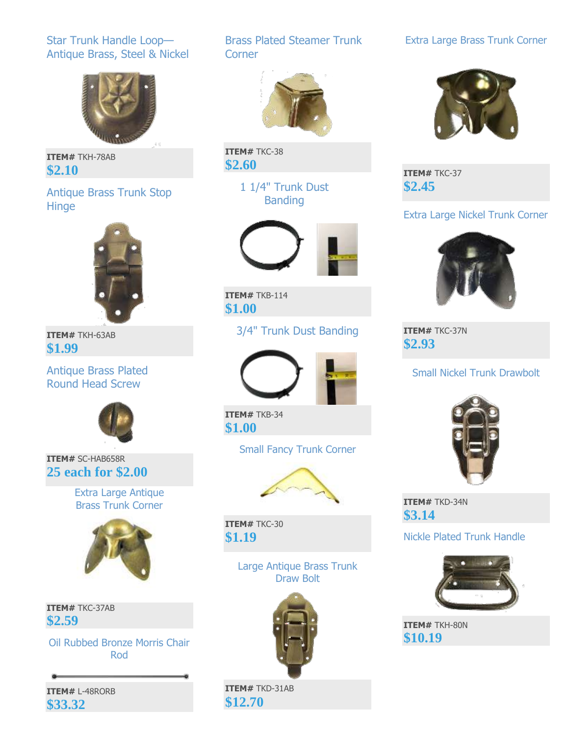### Star Trunk Handle Loop—Antique Brass, Steel & Nickel

**ITEM#** TKH-78AB
**$2.10**

### Antique Brass Trunk Stop Hinge

**ITEM#** TKH-63AB
**$1.99**

### Antique Brass Plated Round Head Screw

**ITEM#** SC-HAB658R
**25 each for $2.00**

### Extra Large Antique Brass Trunk Corner

**ITEM#** TKC-37AB
**$2.59**

### Oil Rubbed Bronze Morris Chair Rod

**ITEM#** L-48RORB
**$33.32**

### Brass Plated Steamer Trunk Corner

**ITEM#** TKC-38
**$2.60**

### 1 1/4" Trunk Dust Banding

**ITEM#** TKB-114
**$1.00**

### 3/4" Trunk Dust Banding

**ITEM#** TKB-34
**$1.00**

### Small Fancy Trunk Corner

**ITEM#** TKC-30
**$1.19**

### Large Antique Brass Trunk Draw Bolt

**ITEM#** TKD-31AB
**$12.70**

### Extra Large Brass Trunk Corner

**ITEM#** TKC-37
**$2.45**

### Extra Large Nickel Trunk Corner

**ITEM#** TKC-37N
**$2.93**

### Small Nickel Trunk Drawbolt

**ITEM#** TKD-34N
**$3.14**

### Nickle Plated Trunk Handle

**ITEM#** TKH-80N
**$10.19**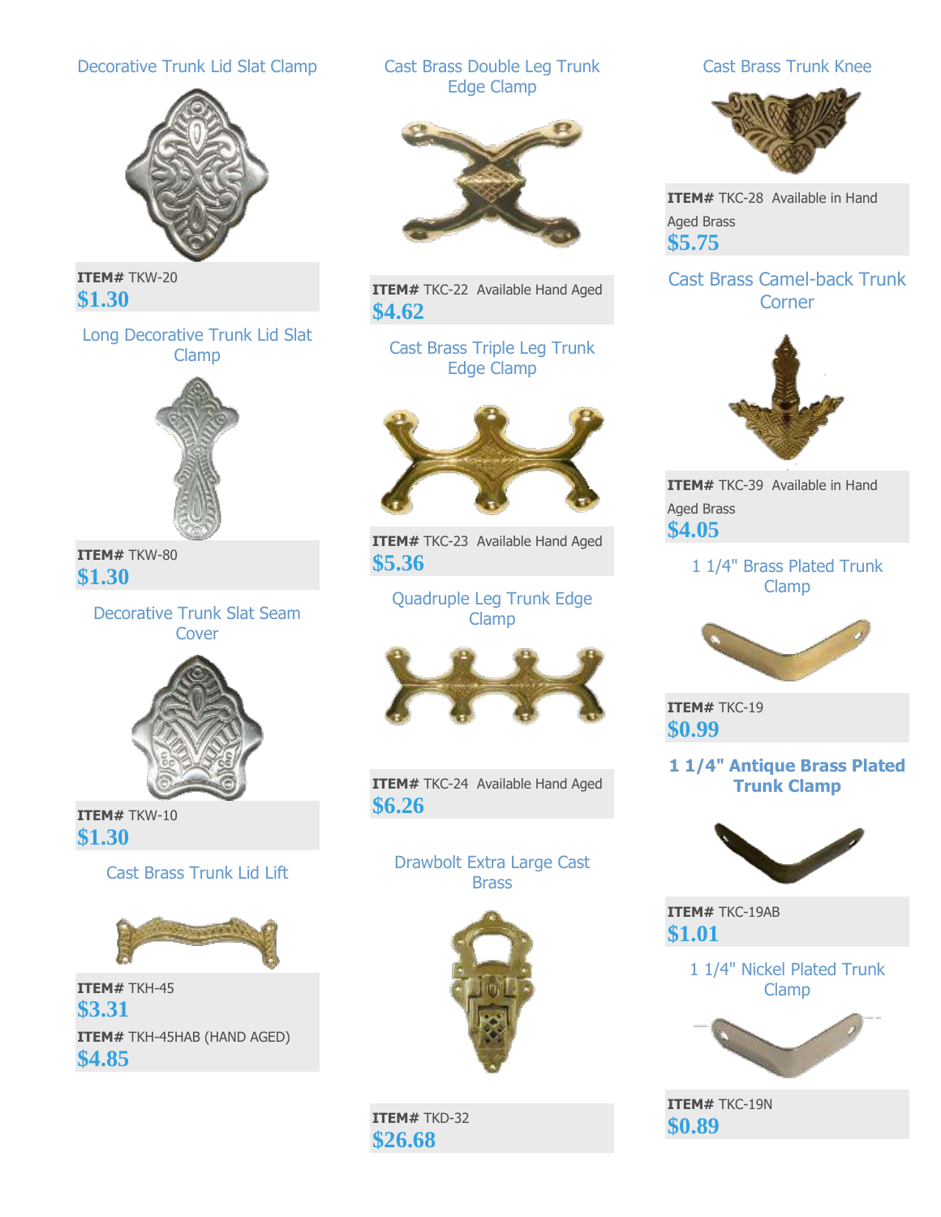### Decorative Trunk Lid Slat Clamp

**ITEM#** TKW-20
**$1.30**

### Long Decorative Trunk Lid Slat Clamp

**ITEM#** TKW-80
**$1.30**

### Decorative Trunk Slat Seam Cover

**ITEM#** TKW-10
**$1.30**

### Cast Brass Trunk Lid Lift

**ITEM#** TKH-45
**$3.31**
**ITEM#** TKH-45HAB (HAND AGED)
**$4.85**

### Cast Brass Double Leg Trunk Edge Clamp

**ITEM#** TKC-22 Available Hand Aged
**$4.62**

### Cast Brass Triple Leg Trunk Edge Clamp

**ITEM#** TKC-23 Available Hand Aged
**$5.36**

### Quadruple Leg Trunk Edge Clamp

**ITEM#** TKC-24 Available Hand Aged
**$6.26**

### Drawbolt Extra Large Cast Brass

**ITEM#** TKD-32
**$26.68**

### Cast Brass Trunk Knee

**ITEM#** TKC-28 Available in Hand Aged Brass
**$5.75**

### Cast Brass Camel-back Trunk Corner

**ITEM#** TKC-39 Available in Hand Aged Brass
**$4.05**

### 1 1/4" Brass Plated Trunk Clamp

**ITEM#** TKC-19
**$0.99**

### **1 1/4" Antique Brass Plated Trunk Clamp**

**ITEM#** TKC-19AB
**$1.01**

### 1 1/4" Nickel Plated Trunk Clamp

**ITEM#** TKC-19N
**$0.89**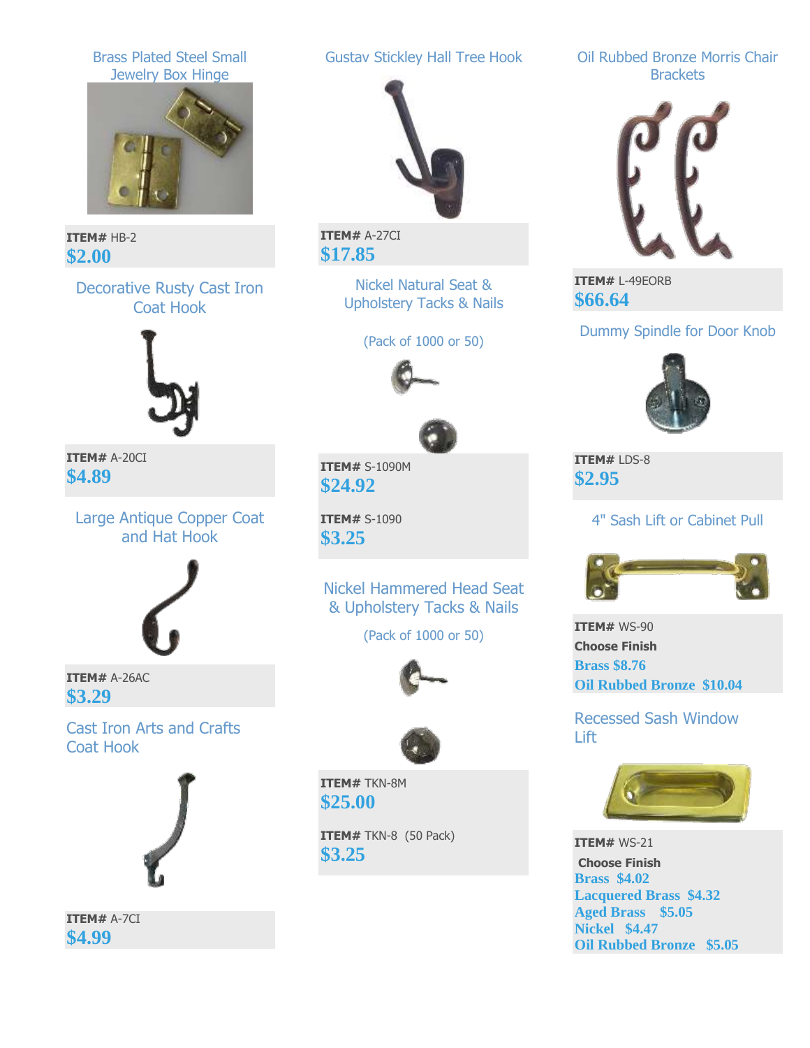### Brass Plated Steel Small Jewelry Box Hinge

**ITEM#** HB-2
**$2.00**

### Decorative Rusty Cast Iron Coat Hook

**ITEM#** A-20CI
**$4.89**

### Large Antique Copper Coat and Hat Hook

**ITEM#** A-26AC
**$3.29**

### Cast Iron Arts and Crafts Coat Hook

**ITEM#** A-7CI
**$4.99**

### Gustav Stickley Hall Tree Hook

**ITEM#** A-27CI
**$17.85**

### Nickel Natural Seat & Upholstery Tacks & Nails

(Pack of 1000 or 50)

**ITEM#** S-1090M
**$24.92**

**ITEM#** S-1090
**$3.25**

### Nickel Hammered Head Seat & Upholstery Tacks & Nails

(Pack of 1000 or 50)

**ITEM#** TKN-8M
**$25.00**

**ITEM#** TKN-8 (50 Pack)
**$3.25**

### Oil Rubbed Bronze Morris Chair Brackets

**ITEM#** L-49EORB
**$66.64**

### Dummy Spindle for Door Knob

**ITEM#** LDS-8
**$2.95**

### 4" Sash Lift or Cabinet Pull

**ITEM#** WS-90
**Choose Finish**
**Brass $8.76**
**Oil Rubbed Bronze $10.04**

### Recessed Sash Window Lift

**ITEM#** WS-21
**Choose Finish**
**Brass $4.02**
**Lacquered Brass $4.32**
**Aged Brass $5.05**
**Nickel $4.47**
**Oil Rubbed Bronze $5.05**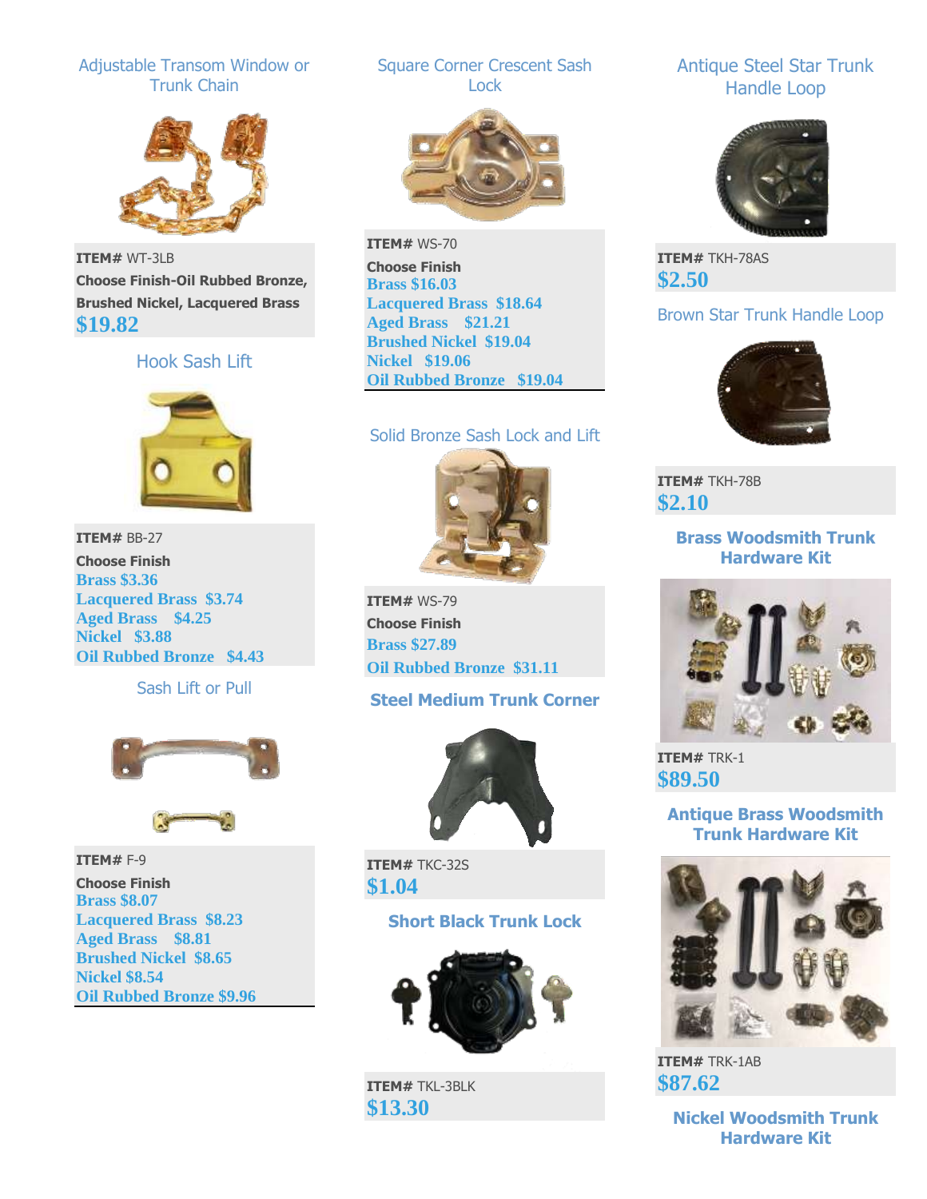## Adjustable Transom Window or Trunk Chain

**ITEM#** WT-3LB

**Choose Finish-Oil Rubbed Bronze, Brushed Nickel, Lacquered Brass**

**$19.82**

## Hook Sash Lift

**ITEM#** BB-27

**Choose Finish**

**Brass $3.36**
**Lacquered Brass $3.74**
**Aged Brass $4.25**
**Nickel $3.88**
**Oil Rubbed Bronze $4.43**

## Sash Lift or Pull

**ITEM#** F-9

**Choose Finish**

**Brass $8.07**
**Lacquered Brass $8.23**
**Aged Brass $8.81**
**Brushed Nickel $8.65**
**Nickel $8.54**
**Oil Rubbed Bronze $9.96**

## Square Corner Crescent Sash Lock

**ITEM#** WS-70

**Choose Finish**

**Brass $16.03**
**Lacquered Brass $18.64**
**Aged Brass $21.21**
**Brushed Nickel $19.04**
**Nickel $19.06**
**Oil Rubbed Bronze $19.04**

## Solid Bronze Sash Lock and Lift

**ITEM#** WS-79

**Choose Finish**

**Brass $27.89**
**Oil Rubbed Bronze $31.11**

## Steel Medium Trunk Corner

**ITEM#** TKC-32S

**$1.04**

## Short Black Trunk Lock

**ITEM#** TKL-3BLK

**$13.30**

## Antique Steel Star Trunk Handle Loop

**ITEM#** TKH-78AS

**$2.50**

## Brown Star Trunk Handle Loop

**ITEM#** TKH-78B

**$2.10**

## Brass Woodsmith Trunk Hardware Kit

**ITEM#** TRK-1

**$89.50**

## Antique Brass Woodsmith Trunk Hardware Kit

**ITEM#** TRK-1AB

**$87.62**

## Nickel Woodsmith Trunk Hardware Kit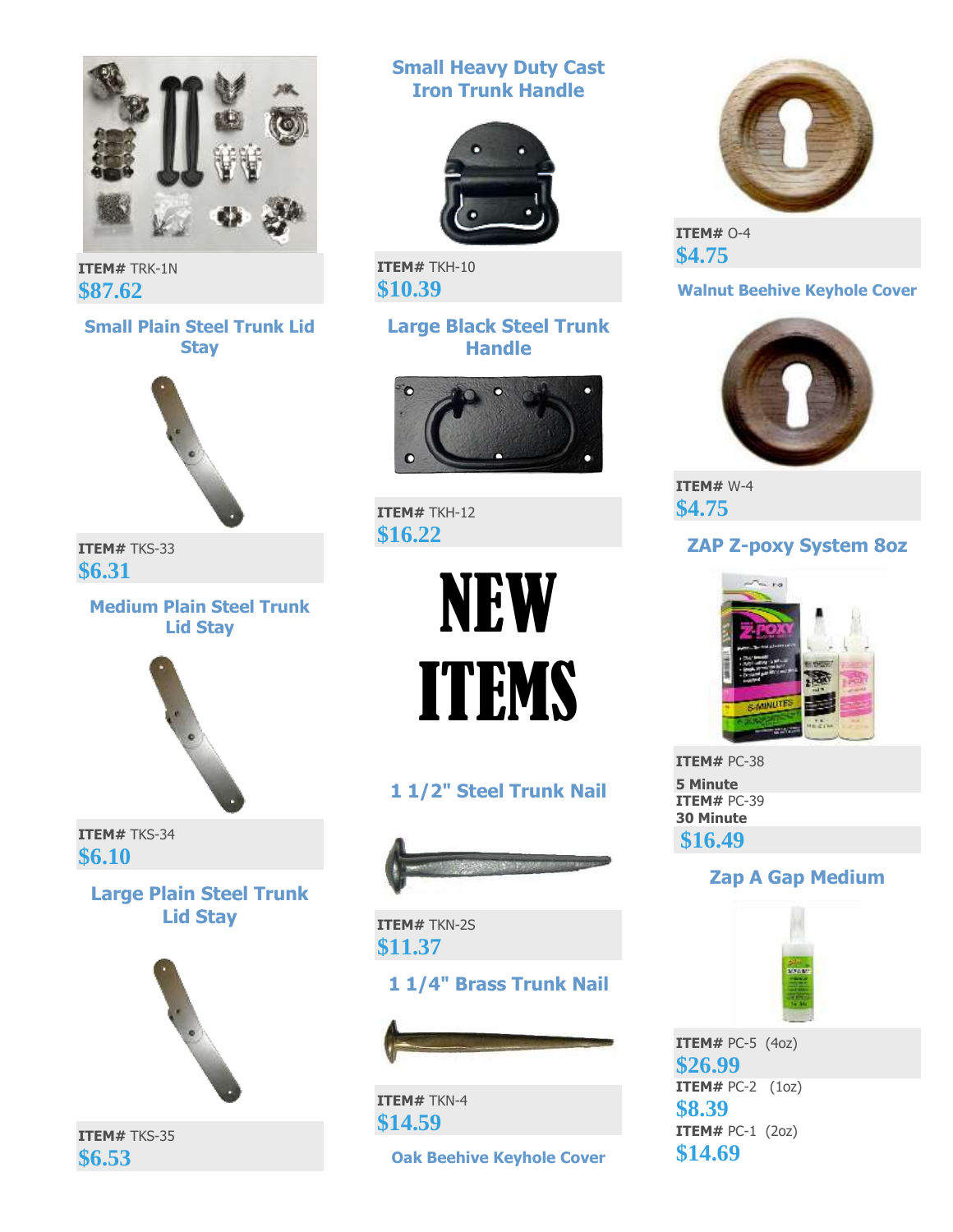ITEM# TRK-1N
$87.62

### Small Plain Steel Trunk Lid Stay

ITEM# TKS-33
$6.31

### Medium Plain Steel Trunk Lid Stay

ITEM# TKS-34
$6.10

### Large Plain Steel Trunk Lid Stay

ITEM# TKS-35
$6.53

### Small Heavy Duty Cast Iron Trunk Handle

ITEM# TKH-10
$10.39

### Large Black Steel Trunk Handle

ITEM# TKH-12
$16.22

# NEW ITEMS

### 1 1/2" Steel Trunk Nail

ITEM# TKN-2S
$11.37

### 1 1/4" Brass Trunk Nail

ITEM# TKN-4
$14.59

### Oak Beehive Keyhole Cover

ITEM# O-4
$4.75

### Walnut Beehive Keyhole Cover

ITEM# W-4
$4.75

### ZAP Z-poxy System 8oz

ITEM# PC-38
5 Minute
ITEM# PC-39
30 Minute
$16.49

### Zap A Gap Medium

ITEM# PC-5 (4oz)
$26.99
ITEM# PC-2 (1oz)
$8.39
ITEM# PC-1 (2oz)
$14.69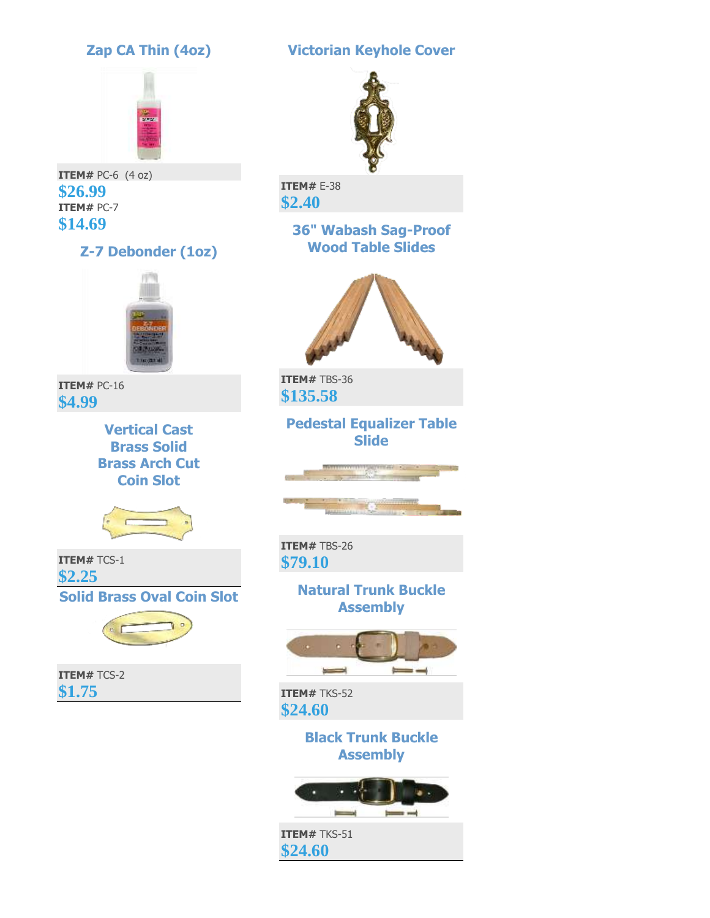### Zap CA Thin (4oz)

**ITEM#** PC-6 (4 oz)
**$26.99**
**ITEM#** PC-7
**$14.69**

### Z-7 Debonder (1oz)

**ITEM#** PC-16
**$4.99**

### Vertical Cast Brass Solid Brass Arch Cut Coin Slot

**ITEM#** TCS-1
**$2.25**

### Solid Brass Oval Coin Slot

**ITEM#** TCS-2
**$1.75**

### Victorian Keyhole Cover

**ITEM#** E-38
**$2.40**

### 36" Wabash Sag-Proof Wood Table Slides

**ITEM#** TBS-36
**$135.58**

### Pedestal Equalizer Table Slide

**ITEM#** TBS-26
**$79.10**

### Natural Trunk Buckle Assembly

**ITEM#** TKS-52
**$24.60**

### Black Trunk Buckle Assembly

**ITEM#** TKS-51
**$24.60**